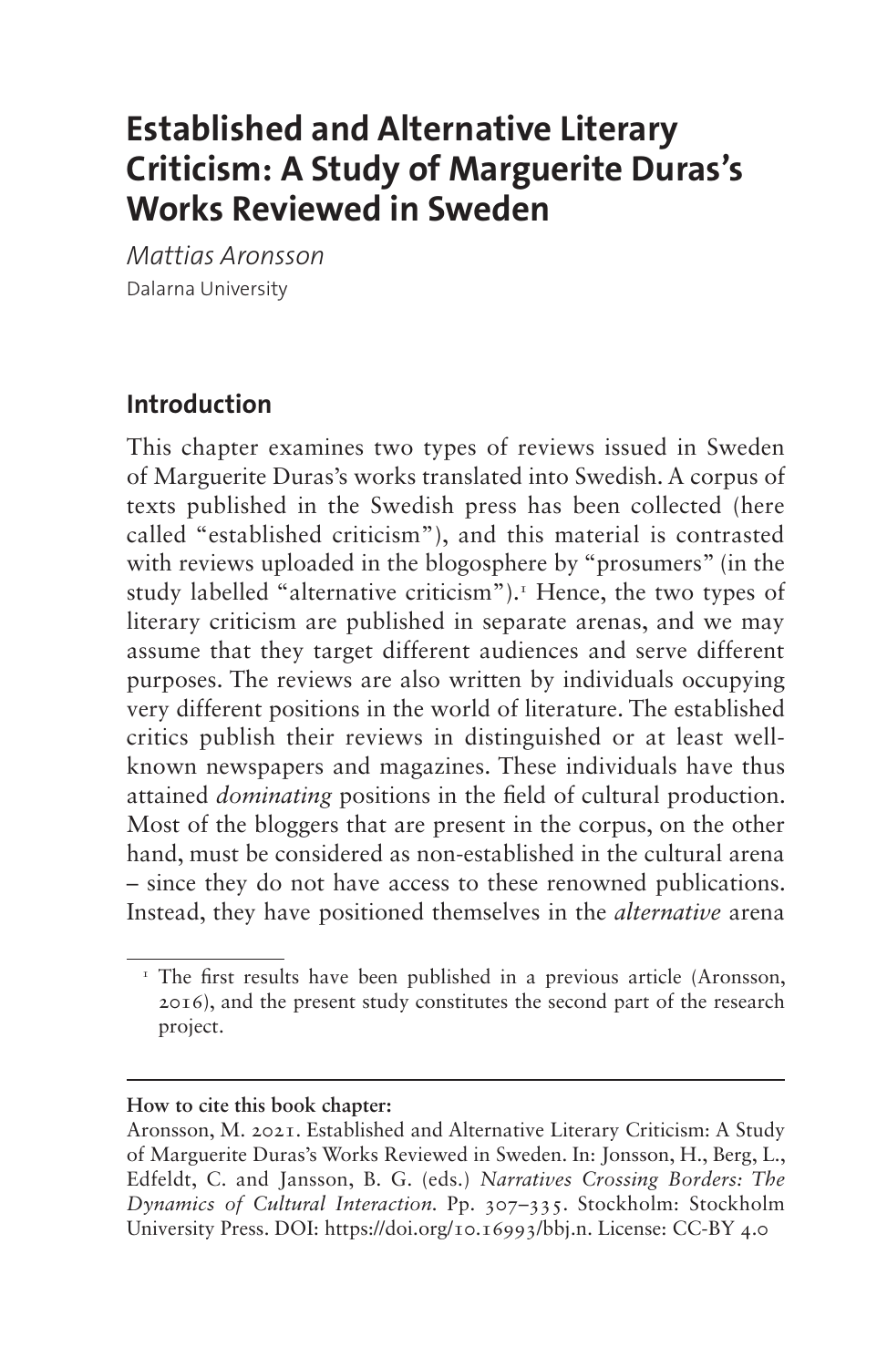# Established and Alternative Literary Criticism: A Study of Marguerite Duras's Works Reviewed in Sweden

*Mattias Aronsson*

Dalarna University

## Introduction

This chapter examines two types of reviews issued in Sweden of Marguerite Duras's works translated into Swedish. A corpus of texts published in the Swedish press has been collected (here called "established criticism"), and this material is contrasted with reviews uploaded in the blogosphere by "prosumers" (in the study labelled "alternative criticism").[1] Hence, the two types of literary criticism are published in separate arenas, and we may assume that they target different audiences and serve different purposes. The reviews are also written by individuals occupying very different positions in the world of literature. The established critics publish their reviews in distinguished or at least well-known newspapers and magazines. These individuals have thus attained *dominating* positions in the field of cultural production. Most of the bloggers that are present in the corpus, on the other hand, must be considered as non-established in the cultural arena – since they do not have access to these renowned publications. Instead, they have positioned themselves in the *alternative* arena

[1] The first results have been published in a previous article (Aronsson, 2016), and the present study constitutes the second part of the research project.

**How to cite this book chapter:**

Aronsson, M. 2021. Established and Alternative Literary Criticism: A Study of Marguerite Duras's Works Reviewed in Sweden. In: Jonsson, H., Berg, L., Edfeldt, C. and Jansson, B. G. (eds.) *Narratives Crossing Borders: The Dynamics of Cultural Interaction.* Pp. 307–335. Stockholm: Stockholm University Press. DOI: https://doi.org/10.16993/bbj.n. License: CC-BY 4.0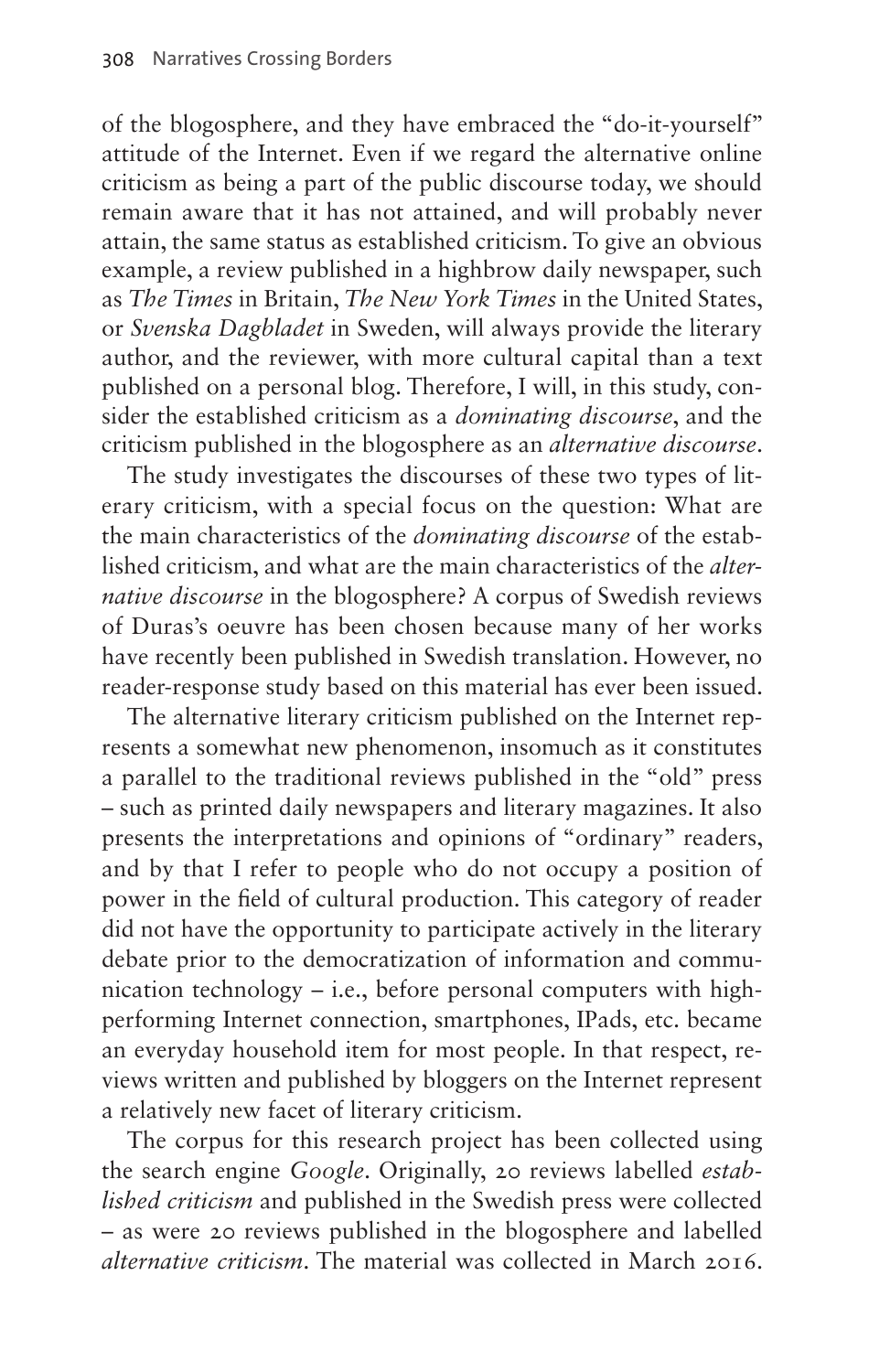of the blogosphere, and they have embraced the "do-it-yourself" attitude of the Internet. Even if we regard the alternative online criticism as being a part of the public discourse today, we should remain aware that it has not attained, and will probably never attain, the same status as established criticism. To give an obvious example, a review published in a highbrow daily newspaper, such as *The Times* in Britain, *The New York Times* in the United States, or *Svenska Dagbladet* in Sweden, will always provide the literary author, and the reviewer, with more cultural capital than a text published on a personal blog. Therefore, I will, in this study, consider the established criticism as a *dominating discourse*, and the criticism published in the blogosphere as an *alternative discourse*.

The study investigates the discourses of these two types of literary criticism, with a special focus on the question: What are the main characteristics of the *dominating discourse* of the established criticism, and what are the main characteristics of the *alternative discourse* in the blogosphere? A corpus of Swedish reviews of Duras's oeuvre has been chosen because many of her works have recently been published in Swedish translation. However, no reader-response study based on this material has ever been issued.

The alternative literary criticism published on the Internet represents a somewhat new phenomenon, insomuch as it constitutes a parallel to the traditional reviews published in the "old" press – such as printed daily newspapers and literary magazines. It also presents the interpretations and opinions of "ordinary" readers, and by that I refer to people who do not occupy a position of power in the field of cultural production. This category of reader did not have the opportunity to participate actively in the literary debate prior to the democratization of information and communication technology – i.e., before personal computers with high-performing Internet connection, smartphones, IPads, etc. became an everyday household item for most people. In that respect, reviews written and published by bloggers on the Internet represent a relatively new facet of literary criticism.

The corpus for this research project has been collected using the search engine *Google*. Originally, 20 reviews labelled *established criticism* and published in the Swedish press were collected – as were 20 reviews published in the blogosphere and labelled *alternative criticism*. The material was collected in March 2016.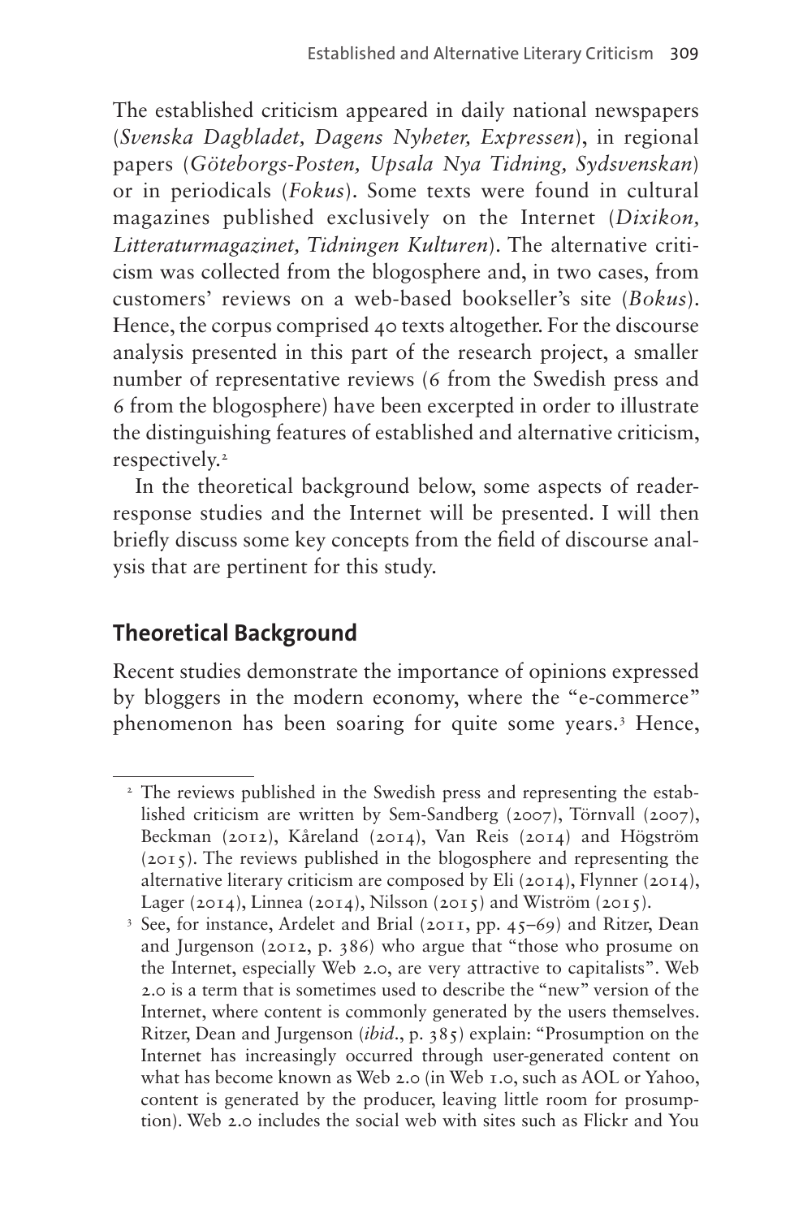The established criticism appeared in daily national newspapers (*Svenska Dagbladet, Dagens Nyheter, Expressen*), in regional papers (*Göteborgs-Posten, Upsala Nya Tidning, Sydsvenskan*) or in periodicals (*Fokus*). Some texts were found in cultural magazines published exclusively on the Internet (*Dixikon, Litteraturmagazinet, Tidningen Kulturen*). The alternative criticism was collected from the blogosphere and, in two cases, from customers' reviews on a web-based bookseller's site (*Bokus*). Hence, the corpus comprised 40 texts altogether. For the discourse analysis presented in this part of the research project, a smaller number of representative reviews (6 from the Swedish press and 6 from the blogosphere) have been excerpted in order to illustrate the distinguishing features of established and alternative criticism, respectively.[2]

In the theoretical background below, some aspects of reader-response studies and the Internet will be presented. I will then briefly discuss some key concepts from the field of discourse analysis that are pertinent for this study.

## Theoretical Background

Recent studies demonstrate the importance of opinions expressed by bloggers in the modern economy, where the "e-commerce" phenomenon has been soaring for quite some years.[3] Hence,

---

[2] The reviews published in the Swedish press and representing the established criticism are written by Sem-Sandberg (2007), Törnvall (2007), Beckman (2012), Kåreland (2014), Van Reis (2014) and Högström (2015). The reviews published in the blogosphere and representing the alternative literary criticism are composed by Eli (2014), Flynner (2014), Lager (2014), Linnea (2014), Nilsson (2015) and Wiström (2015).

[3] See, for instance, Ardelet and Brial (2011, pp. 45–69) and Ritzer, Dean and Jurgenson (2012, p. 386) who argue that "those who prosume on the Internet, especially Web 2.0, are very attractive to capitalists". Web 2.0 is a term that is sometimes used to describe the "new" version of the Internet, where content is commonly generated by the users themselves. Ritzer, Dean and Jurgenson (*ibid*., p. 385) explain: "Prosumption on the Internet has increasingly occurred through user-generated content on what has become known as Web 2.0 (in Web 1.0, such as AOL or Yahoo, content is generated by the producer, leaving little room for prosumption). Web 2.0 includes the social web with sites such as Flickr and You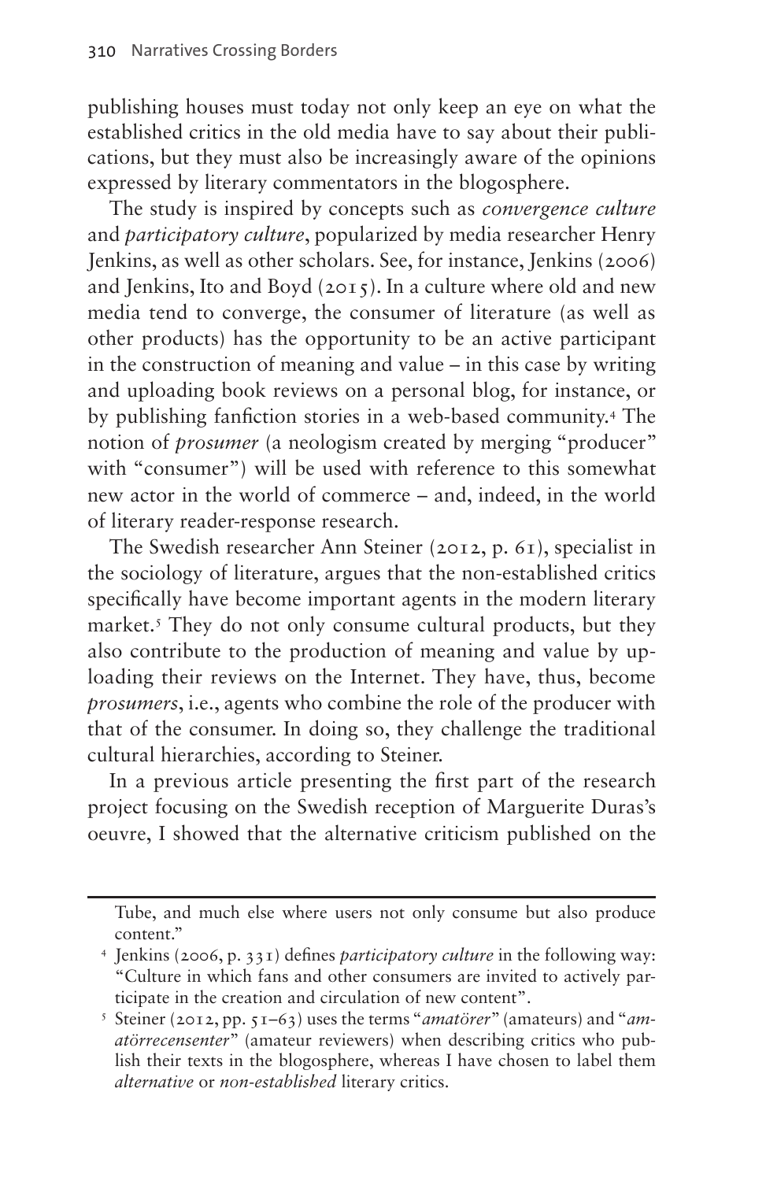publishing houses must today not only keep an eye on what the established critics in the old media have to say about their publications, but they must also be increasingly aware of the opinions expressed by literary commentators in the blogosphere.

The study is inspired by concepts such as *convergence culture* and *participatory culture*, popularized by media researcher Henry Jenkins, as well as other scholars. See, for instance, Jenkins (2006) and Jenkins, Ito and Boyd (2015). In a culture where old and new media tend to converge, the consumer of literature (as well as other products) has the opportunity to be an active participant in the construction of meaning and value – in this case by writing and uploading book reviews on a personal blog, for instance, or by publishing fanfiction stories in a web-based community.[4] The notion of *prosumer* (a neologism created by merging "producer" with "consumer") will be used with reference to this somewhat new actor in the world of commerce – and, indeed, in the world of literary reader-response research.

The Swedish researcher Ann Steiner (2012, p. 61), specialist in the sociology of literature, argues that the non-established critics specifically have become important agents in the modern literary market.[5] They do not only consume cultural products, but they also contribute to the production of meaning and value by uploading their reviews on the Internet. They have, thus, become *prosumers*, i.e., agents who combine the role of the producer with that of the consumer. In doing so, they challenge the traditional cultural hierarchies, according to Steiner.

In a previous article presenting the first part of the research project focusing on the Swedish reception of Marguerite Duras's oeuvre, I showed that the alternative criticism published on the

---

Tube, and much else where users not only consume but also produce content."

[4] Jenkins (2006, p. 331) defines *participatory culture* in the following way: "Culture in which fans and other consumers are invited to actively participate in the creation and circulation of new content".

[5] Steiner (2012, pp. 51–63) uses the terms "*amatörer*" (amateurs) and "*amatörrecensenter*" (amateur reviewers) when describing critics who publish their texts in the blogosphere, whereas I have chosen to label them *alternative* or *non-established* literary critics.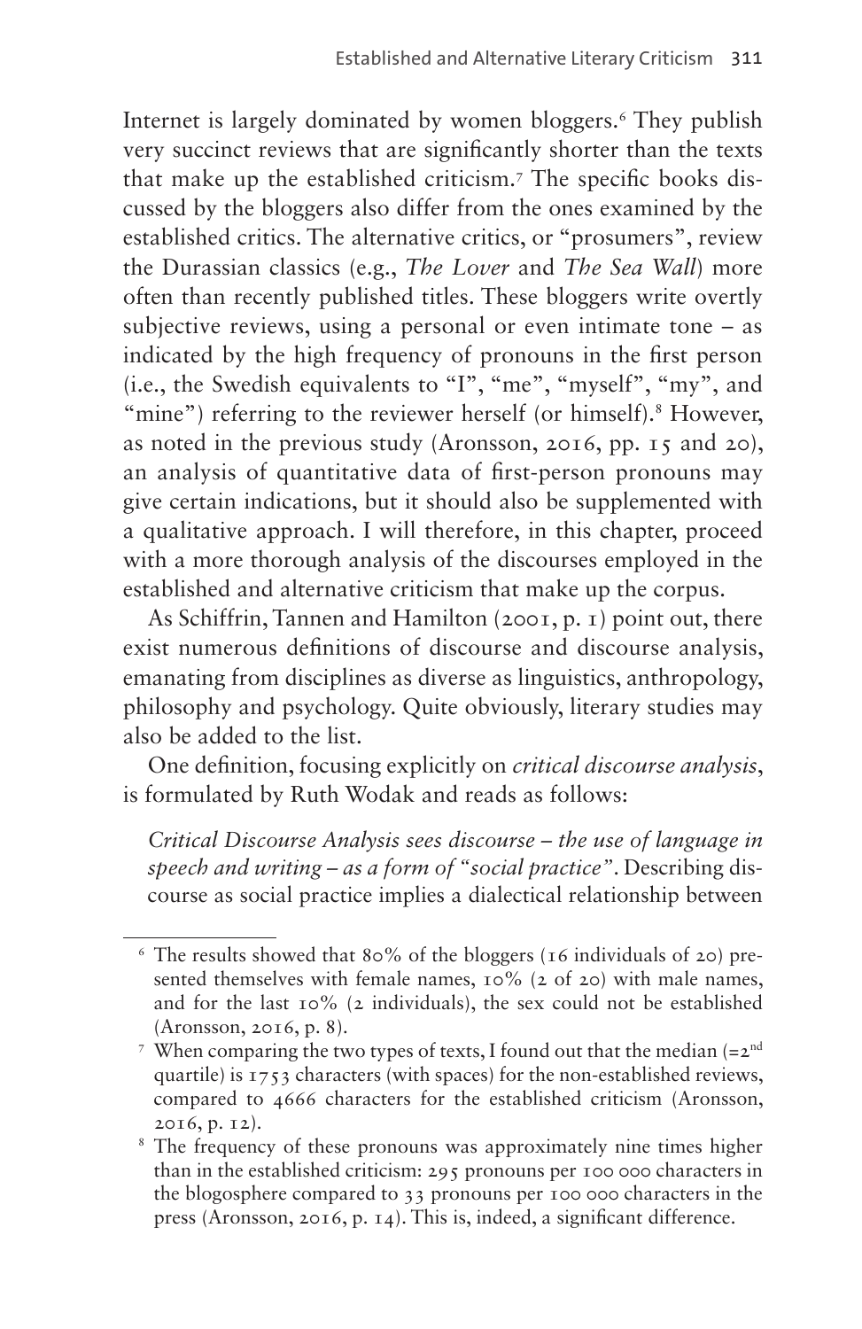Internet is largely dominated by women bloggers.[6] They publish very succinct reviews that are significantly shorter than the texts that make up the established criticism.[7] The specific books discussed by the bloggers also differ from the ones examined by the established critics. The alternative critics, or "prosumers", review the Durassian classics (e.g., *The Lover* and *The Sea Wall*) more often than recently published titles. These bloggers write overtly subjective reviews, using a personal or even intimate tone – as indicated by the high frequency of pronouns in the first person (i.e., the Swedish equivalents to "I", "me", "myself", "my", and "mine") referring to the reviewer herself (or himself).[8] However, as noted in the previous study (Aronsson, 2016, pp. 15 and 20), an analysis of quantitative data of first-person pronouns may give certain indications, but it should also be supplemented with a qualitative approach. I will therefore, in this chapter, proceed with a more thorough analysis of the discourses employed in the established and alternative criticism that make up the corpus.

As Schiffrin, Tannen and Hamilton (2001, p. 1) point out, there exist numerous definitions of discourse and discourse analysis, emanating from disciplines as diverse as linguistics, anthropology, philosophy and psychology. Quite obviously, literary studies may also be added to the list.

One definition, focusing explicitly on *critical discourse analysis*, is formulated by Ruth Wodak and reads as follows:

> *Critical Discourse Analysis sees discourse – the use of language in speech and writing – as a form of "social practice"*. Describing discourse as social practice implies a dialectical relationship between

---

[6] The results showed that 80% of the bloggers (16 individuals of 20) presented themselves with female names, 10% (2 of 20) with male names, and for the last 10% (2 individuals), the sex could not be established (Aronsson, 2016, p. 8).

[7] When comparing the two types of texts, I found out that the median (=2nd quartile) is 1753 characters (with spaces) for the non-established reviews, compared to 4666 characters for the established criticism (Aronsson, 2016, p. 12).

[8] The frequency of these pronouns was approximately nine times higher than in the established criticism: 295 pronouns per 100 000 characters in the blogosphere compared to 33 pronouns per 100 000 characters in the press (Aronsson, 2016, p. 14). This is, indeed, a significant difference.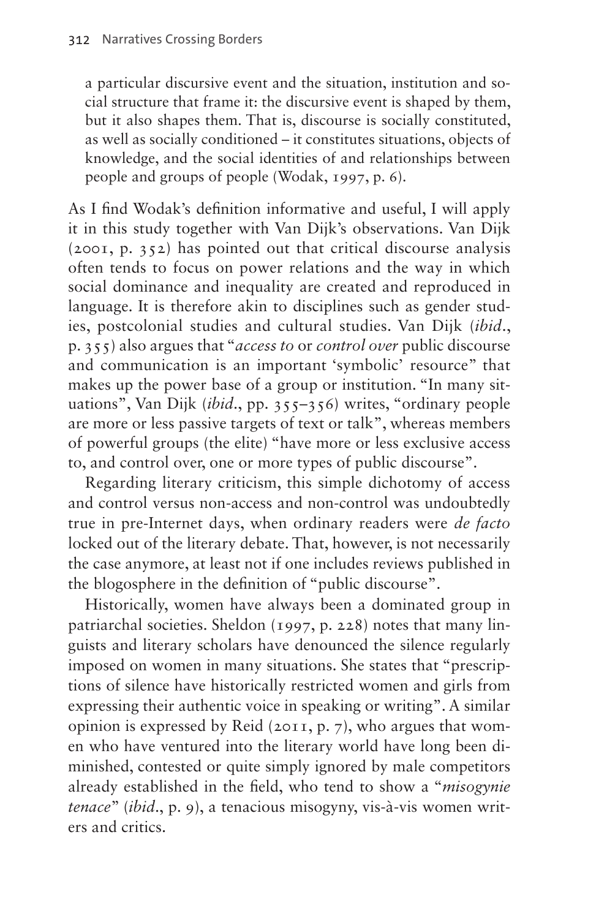a particular discursive event and the situation, institution and social structure that frame it: the discursive event is shaped by them, but it also shapes them. That is, discourse is socially constituted, as well as socially conditioned – it constitutes situations, objects of knowledge, and the social identities of and relationships between people and groups of people (Wodak, 1997, p. 6).

As I find Wodak's definition informative and useful, I will apply it in this study together with Van Dijk's observations. Van Dijk (2001, p. 352) has pointed out that critical discourse analysis often tends to focus on power relations and the way in which social dominance and inequality are created and reproduced in language. It is therefore akin to disciplines such as gender studies, postcolonial studies and cultural studies. Van Dijk (*ibid.*, p. 355) also argues that "*access to* or *control over* public discourse and communication is an important 'symbolic' resource" that makes up the power base of a group or institution. "In many situations", Van Dijk (*ibid.*, pp. 355–356) writes, "ordinary people are more or less passive targets of text or talk", whereas members of powerful groups (the elite) "have more or less exclusive access to, and control over, one or more types of public discourse".

Regarding literary criticism, this simple dichotomy of access and control versus non-access and non-control was undoubtedly true in pre-Internet days, when ordinary readers were *de facto* locked out of the literary debate. That, however, is not necessarily the case anymore, at least not if one includes reviews published in the blogosphere in the definition of "public discourse".

Historically, women have always been a dominated group in patriarchal societies. Sheldon (1997, p. 228) notes that many linguists and literary scholars have denounced the silence regularly imposed on women in many situations. She states that "prescriptions of silence have historically restricted women and girls from expressing their authentic voice in speaking or writing". A similar opinion is expressed by Reid (2011, p. 7), who argues that women who have ventured into the literary world have long been diminished, contested or quite simply ignored by male competitors already established in the field, who tend to show a "*misogynie tenace*" (*ibid.*, p. 9), a tenacious misogyny, vis-à-vis women writers and critics.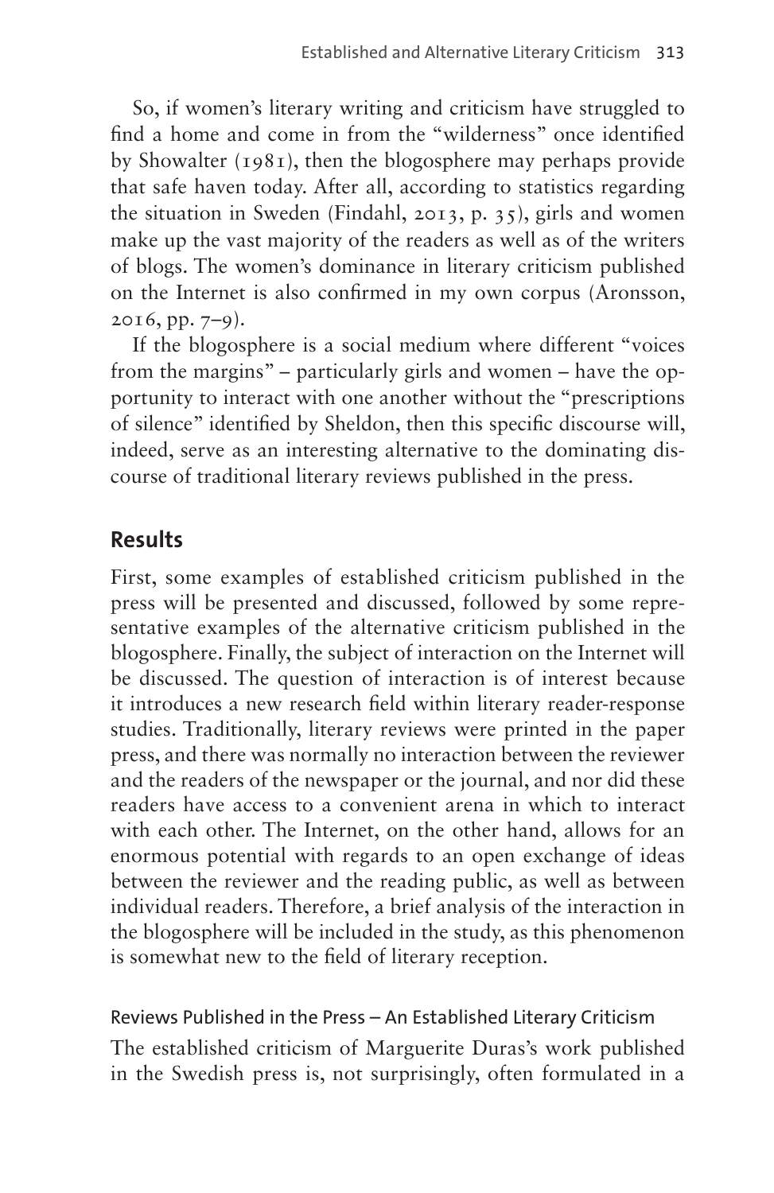So, if women's literary writing and criticism have struggled to find a home and come in from the "wilderness" once identified by Showalter (1981), then the blogosphere may perhaps provide that safe haven today. After all, according to statistics regarding the situation in Sweden (Findahl, 2013, p. 35), girls and women make up the vast majority of the readers as well as of the writers of blogs. The women's dominance in literary criticism published on the Internet is also confirmed in my own corpus (Aronsson, 2016, pp. 7–9).

If the blogosphere is a social medium where different "voices from the margins" – particularly girls and women – have the opportunity to interact with one another without the "prescriptions of silence" identified by Sheldon, then this specific discourse will, indeed, serve as an interesting alternative to the dominating discourse of traditional literary reviews published in the press.

## Results

First, some examples of established criticism published in the press will be presented and discussed, followed by some representative examples of the alternative criticism published in the blogosphere. Finally, the subject of interaction on the Internet will be discussed. The question of interaction is of interest because it introduces a new research field within literary reader-response studies. Traditionally, literary reviews were printed in the paper press, and there was normally no interaction between the reviewer and the readers of the newspaper or the journal, and nor did these readers have access to a convenient arena in which to interact with each other. The Internet, on the other hand, allows for an enormous potential with regards to an open exchange of ideas between the reviewer and the reading public, as well as between individual readers. Therefore, a brief analysis of the interaction in the blogosphere will be included in the study, as this phenomenon is somewhat new to the field of literary reception.

### Reviews Published in the Press – An Established Literary Criticism

The established criticism of Marguerite Duras's work published in the Swedish press is, not surprisingly, often formulated in a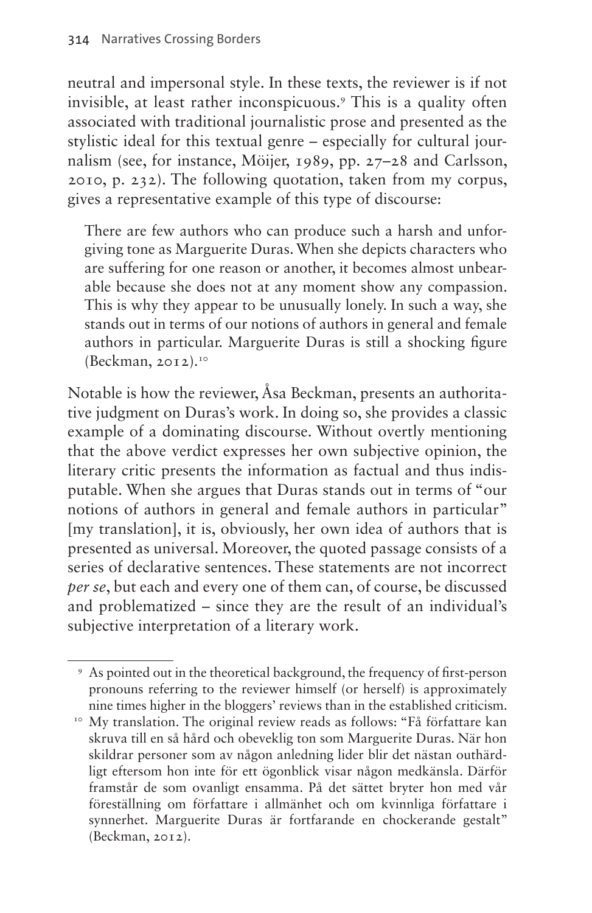neutral and impersonal style. In these texts, the reviewer is if not invisible, at least rather inconspicuous.[9] This is a quality often associated with traditional journalistic prose and presented as the stylistic ideal for this textual genre – especially for cultural journalism (see, for instance, Möijer, 1989, pp. 27–28 and Carlsson, 2010, p. 232). The following quotation, taken from my corpus, gives a representative example of this type of discourse:

> There are few authors who can produce such a harsh and unforgiving tone as Marguerite Duras. When she depicts characters who are suffering for one reason or another, it becomes almost unbearable because she does not at any moment show any compassion. This is why they appear to be unusually lonely. In such a way, she stands out in terms of our notions of authors in general and female authors in particular. Marguerite Duras is still a shocking figure (Beckman, 2012).[10]

Notable is how the reviewer, Åsa Beckman, presents an authoritative judgment on Duras's work. In doing so, she provides a classic example of a dominating discourse. Without overtly mentioning that the above verdict expresses her own subjective opinion, the literary critic presents the information as factual and thus indisputable. When she argues that Duras stands out in terms of "our notions of authors in general and female authors in particular" [my translation], it is, obviously, her own idea of authors that is presented as universal. Moreover, the quoted passage consists of a series of declarative sentences. These statements are not incorrect *per se*, but each and every one of them can, of course, be discussed and problematized – since they are the result of an individual's subjective interpretation of a literary work.

---

[9] As pointed out in the theoretical background, the frequency of first-person pronouns referring to the reviewer himself (or herself) is approximately nine times higher in the bloggers' reviews than in the established criticism.

[10] My translation. The original review reads as follows: "Få författare kan skruva till en så hård och obeveklig ton som Marguerite Duras. När hon skildrar personer som av någon anledning lider blir det nästan outhärdligt eftersom hon inte för ett ögonblick visar någon medkänsla. Därför framstår de som ovanligt ensamma. På det sättet bryter hon med vår föreställning om författare i allmänhet och om kvinnliga författare i synnerhet. Marguerite Duras är fortfarande en chockerande gestalt" (Beckman, 2012).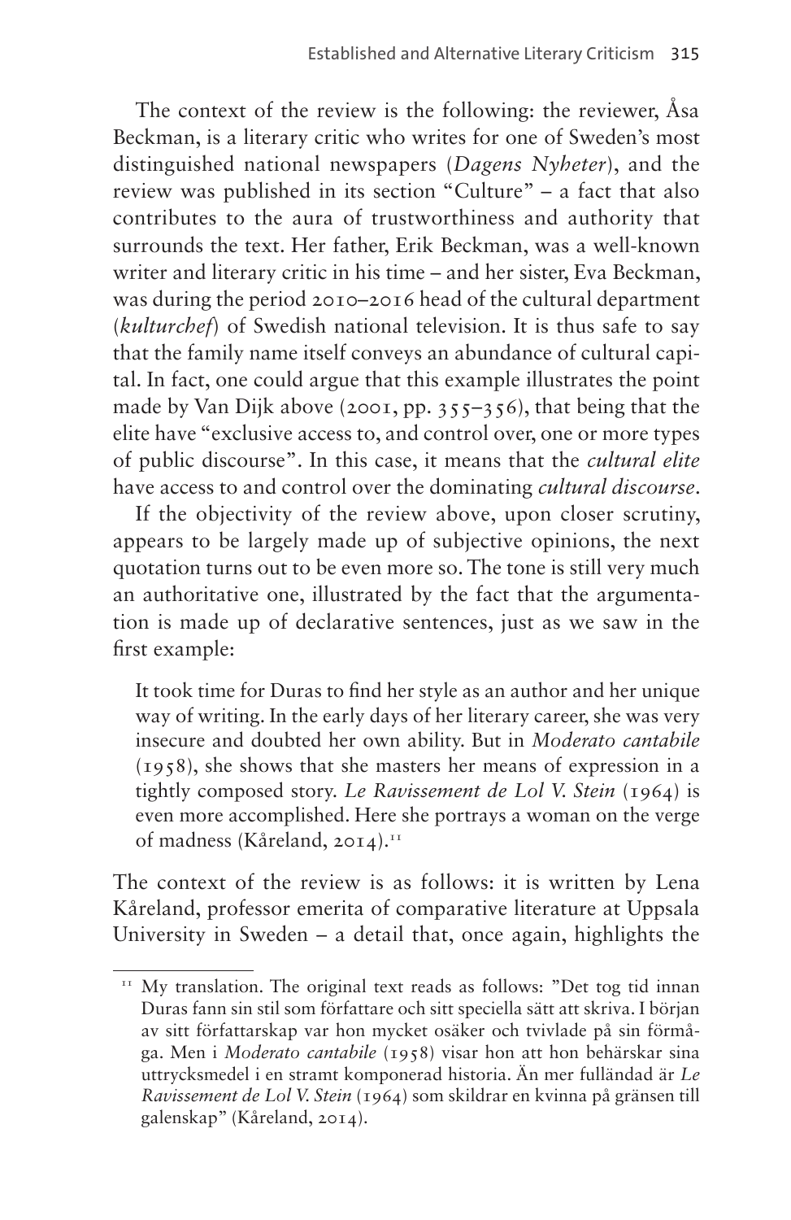The context of the review is the following: the reviewer, Åsa Beckman, is a literary critic who writes for one of Sweden's most distinguished national newspapers (*Dagens Nyheter*), and the review was published in its section "Culture" – a fact that also contributes to the aura of trustworthiness and authority that surrounds the text. Her father, Erik Beckman, was a well-known writer and literary critic in his time – and her sister, Eva Beckman, was during the period 2010–2016 head of the cultural department (*kulturchef*) of Swedish national television. It is thus safe to say that the family name itself conveys an abundance of cultural capital. In fact, one could argue that this example illustrates the point made by Van Dijk above (2001, pp. 355–356), that being that the elite have "exclusive access to, and control over, one or more types of public discourse". In this case, it means that the *cultural elite* have access to and control over the dominating *cultural discourse*.

If the objectivity of the review above, upon closer scrutiny, appears to be largely made up of subjective opinions, the next quotation turns out to be even more so. The tone is still very much an authoritative one, illustrated by the fact that the argumentation is made up of declarative sentences, just as we saw in the first example:

> It took time for Duras to find her style as an author and her unique way of writing. In the early days of her literary career, she was very insecure and doubted her own ability. But in *Moderato cantabile* (1958), she shows that she masters her means of expression in a tightly composed story. *Le Ravissement de Lol V. Stein* (1964) is even more accomplished. Here she portrays a woman on the verge of madness (Kåreland, 2014).[11]

The context of the review is as follows: it is written by Lena Kåreland, professor emerita of comparative literature at Uppsala University in Sweden – a detail that, once again, highlights the

[11] My translation. The original text reads as follows: "Det tog tid innan Duras fann sin stil som författare och sitt speciella sätt att skriva. I början av sitt författarskap var hon mycket osäker och tvivlade på sin förmåga. Men i *Moderato cantabile* (1958) visar hon att hon behärskar sina uttrycksmedel i en stramt komponerad historia. Än mer fulländad är *Le Ravissement de Lol V. Stein* (1964) som skildrar en kvinna på gränsen till galenskap" (Kåreland, 2014).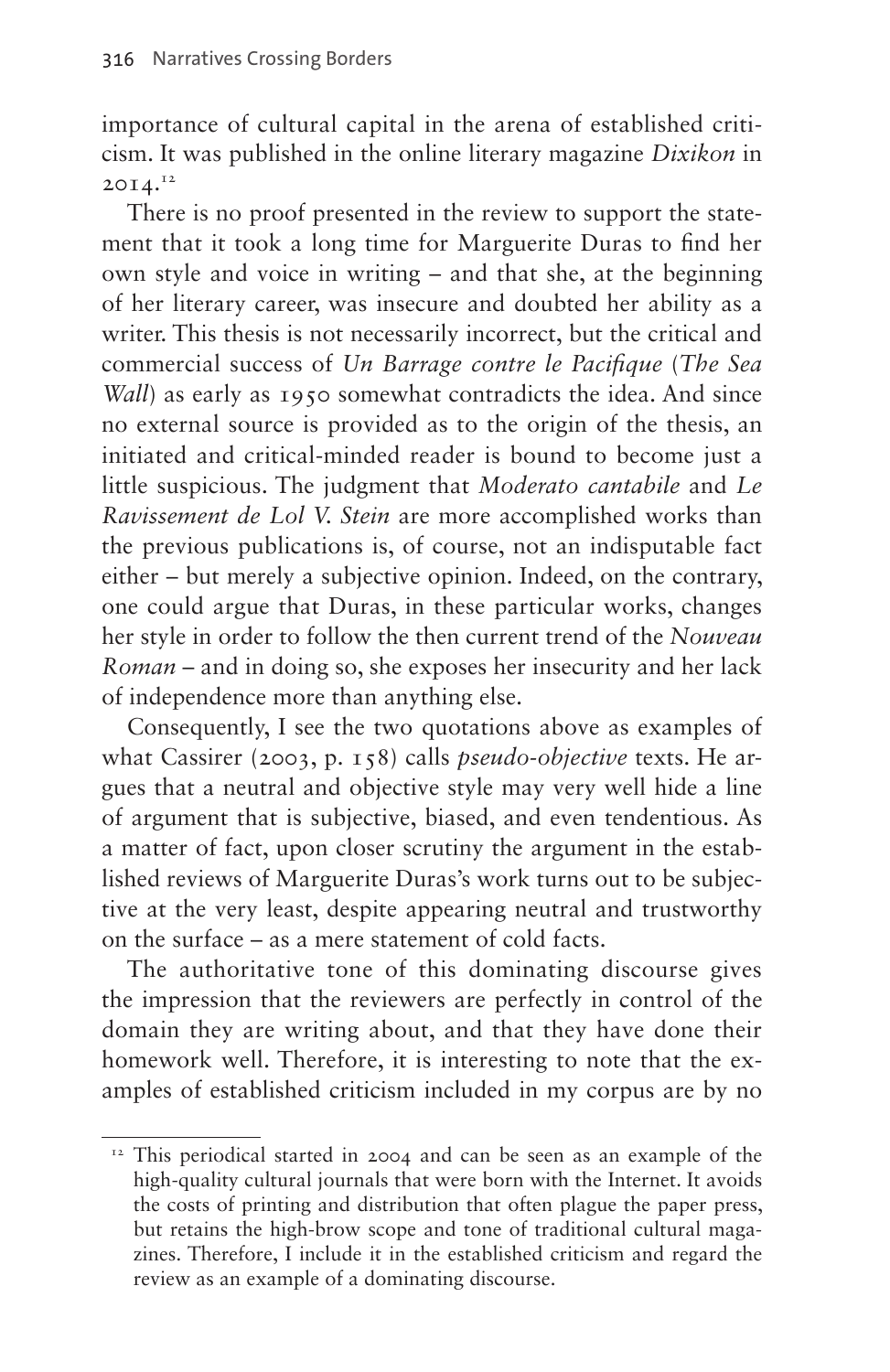importance of cultural capital in the arena of established criticism. It was published in the online literary magazine *Dixikon* in 2014.[12]

There is no proof presented in the review to support the statement that it took a long time for Marguerite Duras to find her own style and voice in writing – and that she, at the beginning of her literary career, was insecure and doubted her ability as a writer. This thesis is not necessarily incorrect, but the critical and commercial success of *Un Barrage contre le Pacifique* (*The Sea Wall*) as early as 1950 somewhat contradicts the idea. And since no external source is provided as to the origin of the thesis, an initiated and critical-minded reader is bound to become just a little suspicious. The judgment that *Moderato cantabile* and *Le Ravissement de Lol V. Stein* are more accomplished works than the previous publications is, of course, not an indisputable fact either – but merely a subjective opinion. Indeed, on the contrary, one could argue that Duras, in these particular works, changes her style in order to follow the then current trend of the *Nouveau Roman* – and in doing so, she exposes her insecurity and her lack of independence more than anything else.

Consequently, I see the two quotations above as examples of what Cassirer (2003, p. 158) calls *pseudo-objective* texts. He argues that a neutral and objective style may very well hide a line of argument that is subjective, biased, and even tendentious. As a matter of fact, upon closer scrutiny the argument in the established reviews of Marguerite Duras's work turns out to be subjective at the very least, despite appearing neutral and trustworthy on the surface – as a mere statement of cold facts.

The authoritative tone of this dominating discourse gives the impression that the reviewers are perfectly in control of the domain they are writing about, and that they have done their homework well. Therefore, it is interesting to note that the examples of established criticism included in my corpus are by no

[12] This periodical started in 2004 and can be seen as an example of the high-quality cultural journals that were born with the Internet. It avoids the costs of printing and distribution that often plague the paper press, but retains the high-brow scope and tone of traditional cultural magazines. Therefore, I include it in the established criticism and regard the review as an example of a dominating discourse.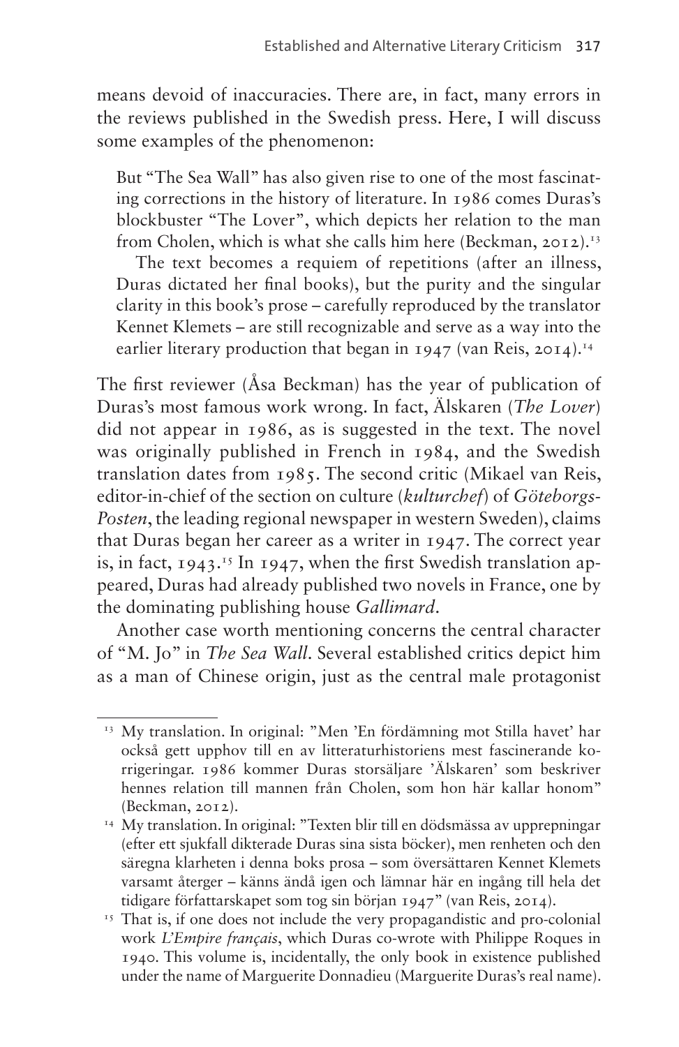means devoid of inaccuracies. There are, in fact, many errors in the reviews published in the Swedish press. Here, I will discuss some examples of the phenomenon:

> But "The Sea Wall" has also given rise to one of the most fascinating corrections in the history of literature. In 1986 comes Duras's blockbuster "The Lover", which depicts her relation to the man from Cholen, which is what she calls him here (Beckman, 2012).[13]
>
> The text becomes a requiem of repetitions (after an illness, Duras dictated her final books), but the purity and the singular clarity in this book's prose – carefully reproduced by the translator Kennet Klemets – are still recognizable and serve as a way into the earlier literary production that began in 1947 (van Reis, 2014).[14]

The first reviewer (Åsa Beckman) has the year of publication of Duras's most famous work wrong. In fact, Älskaren (*The Lover*) did not appear in 1986, as is suggested in the text. The novel was originally published in French in 1984, and the Swedish translation dates from 1985. The second critic (Mikael van Reis, editor-in-chief of the section on culture (*kulturchef*) of *Göteborgs-Posten*, the leading regional newspaper in western Sweden), claims that Duras began her career as a writer in 1947. The correct year is, in fact, 1943.[15] In 1947, when the first Swedish translation appeared, Duras had already published two novels in France, one by the dominating publishing house *Gallimard*.

Another case worth mentioning concerns the central character of "M. Jo" in *The Sea Wall*. Several established critics depict him as a man of Chinese origin, just as the central male protagonist

---

[13] My translation. In original: "Men 'En fördämning mot Stilla havet' har också gett upphov till en av litteraturhistoriens mest fascinerande korrigeringar. 1986 kommer Duras storsäljare 'Älskaren' som beskriver hennes relation till mannen från Cholen, som hon här kallar honom" (Beckman, 2012).

[14] My translation. In original: "Texten blir till en dödsmässa av upprepningar (efter ett sjukfall dikterade Duras sina sista böcker), men renheten och den säregna klarheten i denna boks prosa – som översättaren Kennet Klemets varsamt återger – känns ändå igen och lämnar här en ingång till hela det tidigare författarskapet som tog sin början 1947" (van Reis, 2014).

[15] That is, if one does not include the very propagandistic and pro-colonial work *L'Empire français*, which Duras co-wrote with Philippe Roques in 1940. This volume is, incidentally, the only book in existence published under the name of Marguerite Donnadieu (Marguerite Duras's real name).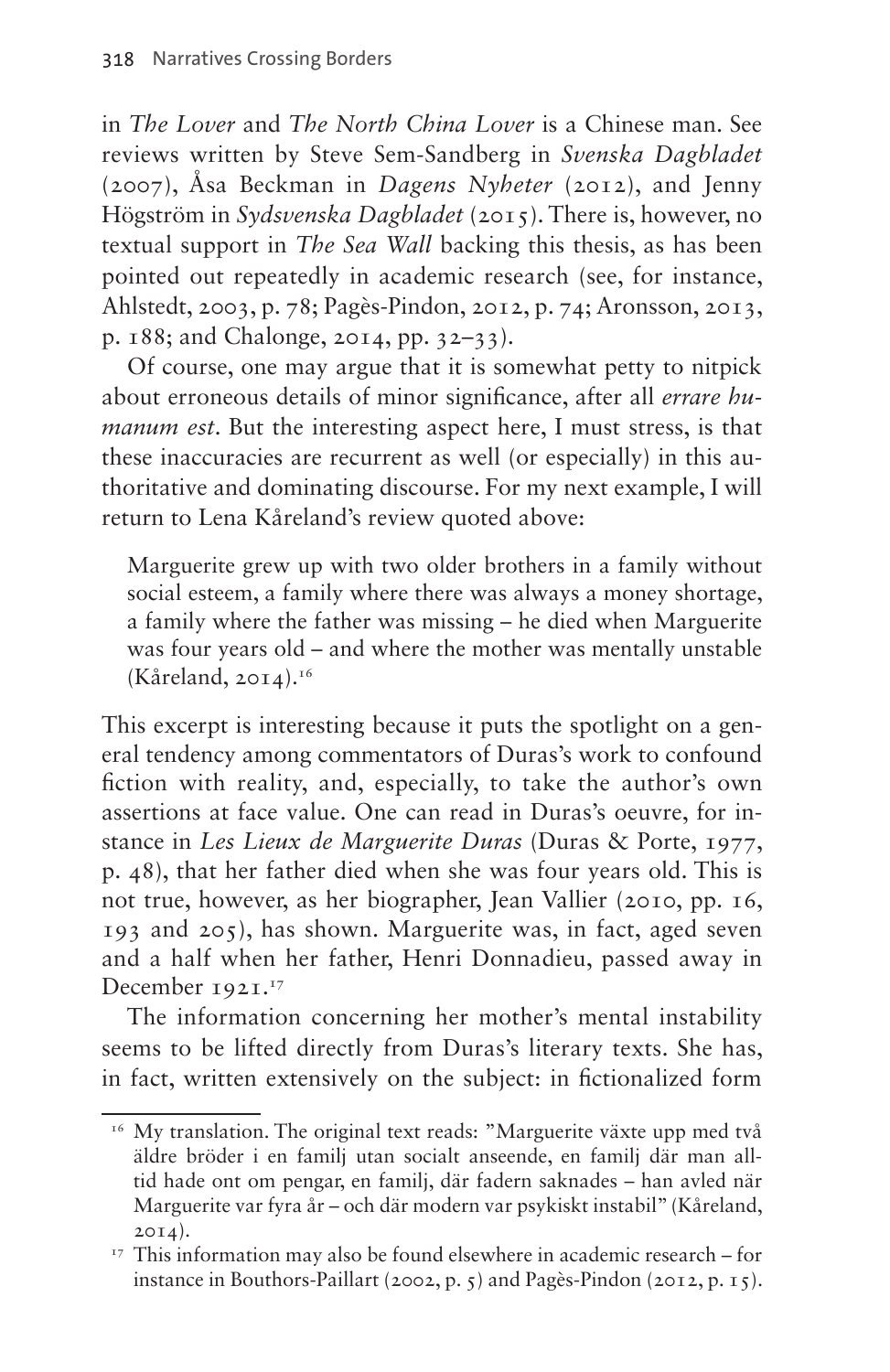in *The Lover* and *The North China Lover* is a Chinese man. See reviews written by Steve Sem-Sandberg in *Svenska Dagbladet* (2007), Åsa Beckman in *Dagens Nyheter* (2012), and Jenny Högström in *Sydsvenska Dagbladet* (2015). There is, however, no textual support in *The Sea Wall* backing this thesis, as has been pointed out repeatedly in academic research (see, for instance, Ahlstedt, 2003, p. 78; Pagès-Pindon, 2012, p. 74; Aronsson, 2013, p. 188; and Chalonge, 2014, pp. 32–33).

Of course, one may argue that it is somewhat petty to nitpick about erroneous details of minor significance, after all *errare humanum est*. But the interesting aspect here, I must stress, is that these inaccuracies are recurrent as well (or especially) in this authoritative and dominating discourse. For my next example, I will return to Lena Kåreland's review quoted above:

> Marguerite grew up with two older brothers in a family without social esteem, a family where there was always a money shortage, a family where the father was missing – he died when Marguerite was four years old – and where the mother was mentally unstable (Kåreland, 2014).[16]

This excerpt is interesting because it puts the spotlight on a general tendency among commentators of Duras's work to confound fiction with reality, and, especially, to take the author's own assertions at face value. One can read in Duras's oeuvre, for instance in *Les Lieux de Marguerite Duras* (Duras & Porte, 1977, p. 48), that her father died when she was four years old. This is not true, however, as her biographer, Jean Vallier (2010, pp. 16, 193 and 205), has shown. Marguerite was, in fact, aged seven and a half when her father, Henri Donnadieu, passed away in December 1921.[17]

The information concerning her mother's mental instability seems to be lifted directly from Duras's literary texts. She has, in fact, written extensively on the subject: in fictionalized form

---

[16] My translation. The original text reads: "Marguerite växte upp med två äldre bröder i en familj utan socialt anseende, en familj där man alltid hade ont om pengar, en familj, där fadern saknades – han avled när Marguerite var fyra år – och där modern var psykiskt instabil" (Kåreland, 2014).

[17] This information may also be found elsewhere in academic research – for instance in Bouthors-Paillart (2002, p. 5) and Pagès-Pindon (2012, p. 15).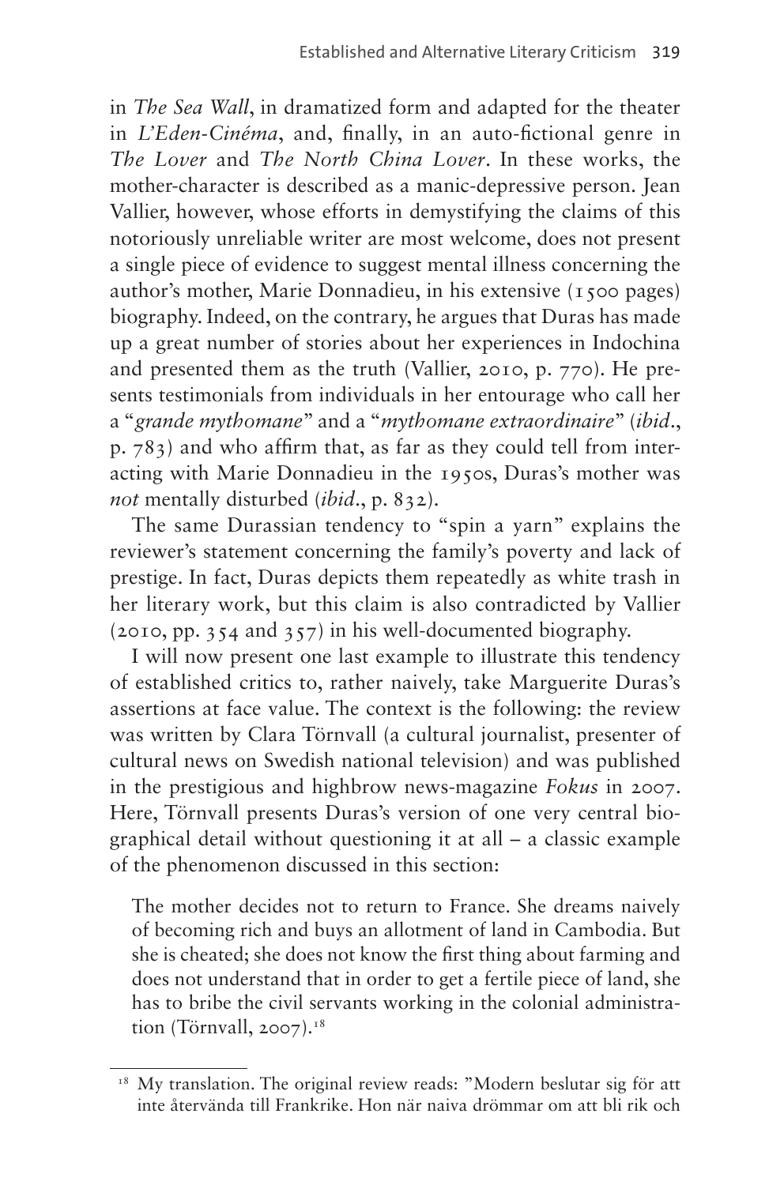in *The Sea Wall*, in dramatized form and adapted for the theater in *L'Eden-Cinéma*, and, finally, in an auto-fictional genre in *The Lover* and *The North China Lover*. In these works, the mother-character is described as a manic-depressive person. Jean Vallier, however, whose efforts in demystifying the claims of this notoriously unreliable writer are most welcome, does not present a single piece of evidence to suggest mental illness concerning the author's mother, Marie Donnadieu, in his extensive (1500 pages) biography. Indeed, on the contrary, he argues that Duras has made up a great number of stories about her experiences in Indochina and presented them as the truth (Vallier, 2010, p. 770). He presents testimonials from individuals in her entourage who call her a "*grande mythomane*" and a "*mythomane extraordinaire*" (*ibid.*, p. 783) and who affirm that, as far as they could tell from interacting with Marie Donnadieu in the 1950s, Duras's mother was *not* mentally disturbed (*ibid.*, p. 832).

The same Durassian tendency to "spin a yarn" explains the reviewer's statement concerning the family's poverty and lack of prestige. In fact, Duras depicts them repeatedly as white trash in her literary work, but this claim is also contradicted by Vallier (2010, pp. 354 and 357) in his well-documented biography.

I will now present one last example to illustrate this tendency of established critics to, rather naively, take Marguerite Duras's assertions at face value. The context is the following: the review was written by Clara Törnvall (a cultural journalist, presenter of cultural news on Swedish national television) and was published in the prestigious and highbrow news-magazine *Fokus* in 2007. Here, Törnvall presents Duras's version of one very central biographical detail without questioning it at all – a classic example of the phenomenon discussed in this section:

> The mother decides not to return to France. She dreams naively of becoming rich and buys an allotment of land in Cambodia. But she is cheated; she does not know the first thing about farming and does not understand that in order to get a fertile piece of land, she has to bribe the civil servants working in the colonial administration (Törnvall, 2007).[18]

[18] My translation. The original review reads: "Modern beslutar sig för att inte återvända till Frankrike. Hon när naiva drömmar om att bli rik och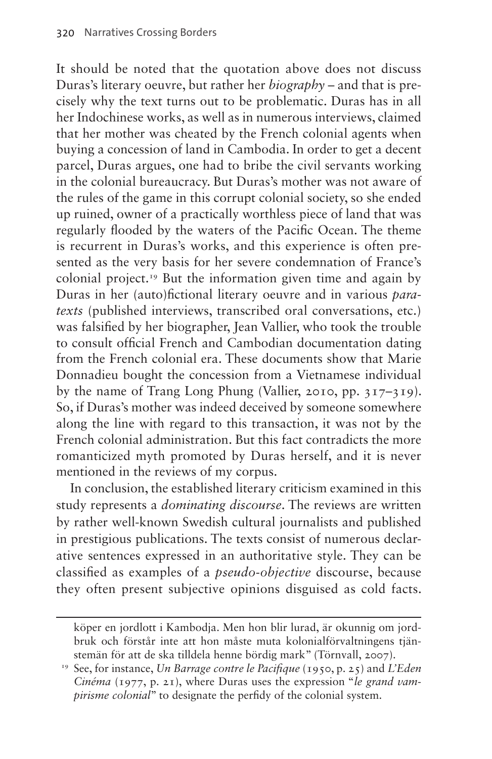It should be noted that the quotation above does not discuss Duras's literary oeuvre, but rather her *biography* – and that is precisely why the text turns out to be problematic. Duras has in all her Indochinese works, as well as in numerous interviews, claimed that her mother was cheated by the French colonial agents when buying a concession of land in Cambodia. In order to get a decent parcel, Duras argues, one had to bribe the civil servants working in the colonial bureaucracy. But Duras's mother was not aware of the rules of the game in this corrupt colonial society, so she ended up ruined, owner of a practically worthless piece of land that was regularly flooded by the waters of the Pacific Ocean. The theme is recurrent in Duras's works, and this experience is often presented as the very basis for her severe condemnation of France's colonial project.[19] But the information given time and again by Duras in her (auto)fictional literary oeuvre and in various *paratexts* (published interviews, transcribed oral conversations, etc.) was falsified by her biographer, Jean Vallier, who took the trouble to consult official French and Cambodian documentation dating from the French colonial era. These documents show that Marie Donnadieu bought the concession from a Vietnamese individual by the name of Trang Long Phung (Vallier, 2010, pp. 317–319). So, if Duras's mother was indeed deceived by someone somewhere along the line with regard to this transaction, it was not by the French colonial administration. But this fact contradicts the more romanticized myth promoted by Duras herself, and it is never mentioned in the reviews of my corpus.

In conclusion, the established literary criticism examined in this study represents a *dominating discourse*. The reviews are written by rather well-known Swedish cultural journalists and published in prestigious publications. The texts consist of numerous declarative sentences expressed in an authoritative style. They can be classified as examples of a *pseudo-objective* discourse, because they often present subjective opinions disguised as cold facts.

köper en jordlott i Kambodja. Men hon blir lurad, är okunnig om jordbruk och förstår inte att hon måste muta kolonialförvaltningens tjänstemän för att de ska tilldela henne bördig mark" (Törnvall, 2007).

[19] See, for instance, *Un Barrage contre le Pacifique* (1950, p. 25) and *L'Eden Cinéma* (1977, p. 21), where Duras uses the expression "*le grand vampirisme colonial*" to designate the perfidy of the colonial system.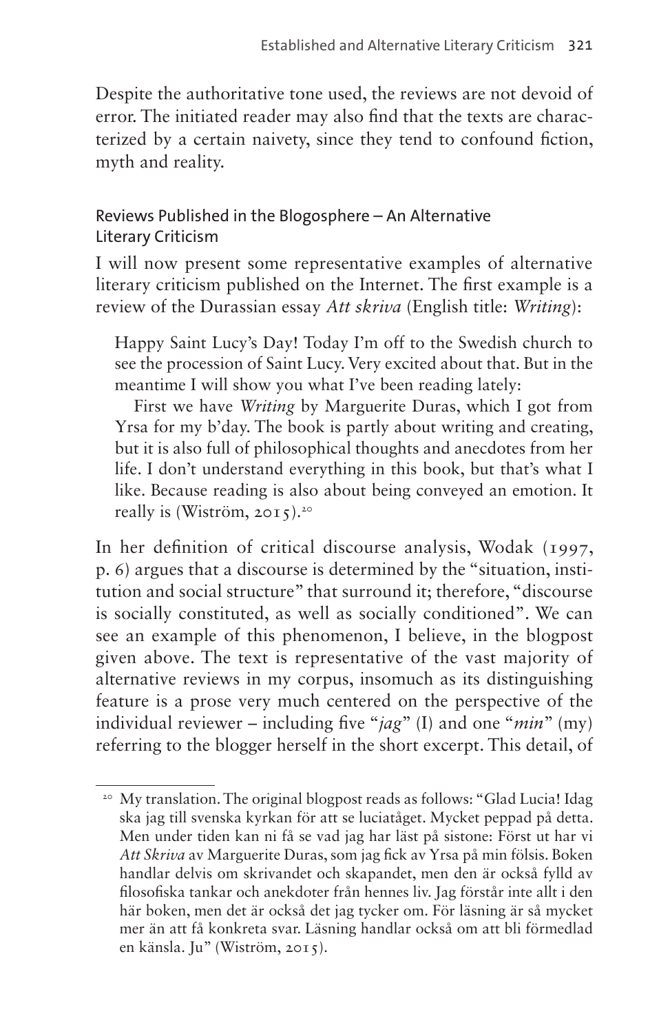Despite the authoritative tone used, the reviews are not devoid of error. The initiated reader may also find that the texts are characterized by a certain naivety, since they tend to confound fiction, myth and reality.

## Reviews Published in the Blogosphere – An Alternative Literary Criticism

I will now present some representative examples of alternative literary criticism published on the Internet. The first example is a review of the Durassian essay *Att skriva* (English title: *Writing*):

> Happy Saint Lucy's Day! Today I'm off to the Swedish church to see the procession of Saint Lucy. Very excited about that. But in the meantime I will show you what I've been reading lately:
>
> First we have *Writing* by Marguerite Duras, which I got from Yrsa for my b'day. The book is partly about writing and creating, but it is also full of philosophical thoughts and anecdotes from her life. I don't understand everything in this book, but that's what I like. Because reading is also about being conveyed an emotion. It really is (Wiström, 2015).[20]

In her definition of critical discourse analysis, Wodak (1997, p. 6) argues that a discourse is determined by the "situation, institution and social structure" that surround it; therefore, "discourse is socially constituted, as well as socially conditioned". We can see an example of this phenomenon, I believe, in the blogpost given above. The text is representative of the vast majority of alternative reviews in my corpus, insomuch as its distinguishing feature is a prose very much centered on the perspective of the individual reviewer – including five "*jag*" (I) and one "*min*" (my) referring to the blogger herself in the short excerpt. This detail, of

---

[20] My translation. The original blogpost reads as follows: "Glad Lucia! Idag ska jag till svenska kyrkan för att se luciatåget. Mycket peppad på detta. Men under tiden kan ni få se vad jag har läst på sistone: Först ut har vi *Att Skriva* av Marguerite Duras, som jag fick av Yrsa på min fölsis. Boken handlar delvis om skrivandet och skapandet, men den är också fylld av filosofiska tankar och anekdoter från hennes liv. Jag förstår inte allt i den här boken, men det är också det jag tycker om. För läsning är så mycket mer än att få konkreta svar. Läsning handlar också om att bli förmedlad en känsla. Ju" (Wiström, 2015).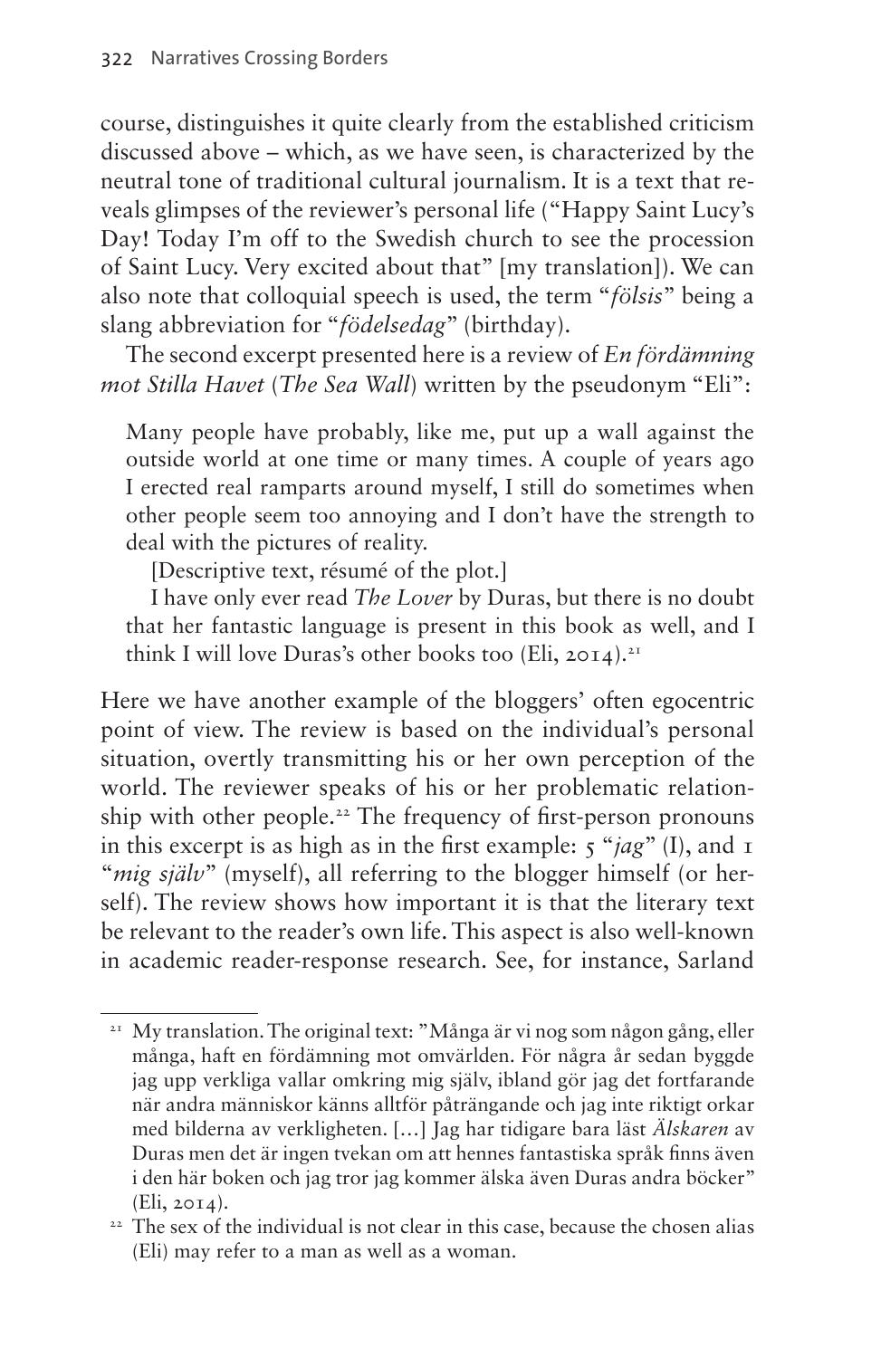course, distinguishes it quite clearly from the established criticism discussed above – which, as we have seen, is characterized by the neutral tone of traditional cultural journalism. It is a text that reveals glimpses of the reviewer's personal life ("Happy Saint Lucy's Day! Today I'm off to the Swedish church to see the procession of Saint Lucy. Very excited about that" [my translation]). We can also note that colloquial speech is used, the term "*fölsis*" being a slang abbreviation for "*födelsedag*" (birthday).

The second excerpt presented here is a review of *En fördämning mot Stilla Havet* (*The Sea Wall*) written by the pseudonym "Eli":

> Many people have probably, like me, put up a wall against the outside world at one time or many times. A couple of years ago I erected real ramparts around myself, I still do sometimes when other people seem too annoying and I don't have the strength to deal with the pictures of reality.
>
> [Descriptive text, résumé of the plot.]
>
> I have only ever read *The Lover* by Duras, but there is no doubt that her fantastic language is present in this book as well, and I think I will love Duras's other books too (Eli, 2014).[21]

Here we have another example of the bloggers' often egocentric point of view. The review is based on the individual's personal situation, overtly transmitting his or her own perception of the world. The reviewer speaks of his or her problematic relationship with other people.[22] The frequency of first-person pronouns in this excerpt is as high as in the first example: 5 "*jag*" (I), and 1 "*mig själv*" (myself), all referring to the blogger himself (or herself). The review shows how important it is that the literary text be relevant to the reader's own life. This aspect is also well-known in academic reader-response research. See, for instance, Sarland

---

[21] My translation. The original text: "Många är vi nog som någon gång, eller många, haft en fördämning mot omvärlden. För några år sedan byggde jag upp verkliga vallar omkring mig själv, ibland gör jag det fortfarande när andra människor känns alltför påträngande och jag inte riktigt orkar med bilderna av verkligheten. […] Jag har tidigare bara läst *Älskaren* av Duras men det är ingen tvekan om att hennes fantastiska språk finns även i den här boken och jag tror jag kommer älska även Duras andra böcker" (Eli, 2014).

[22] The sex of the individual is not clear in this case, because the chosen alias (Eli) may refer to a man as well as a woman.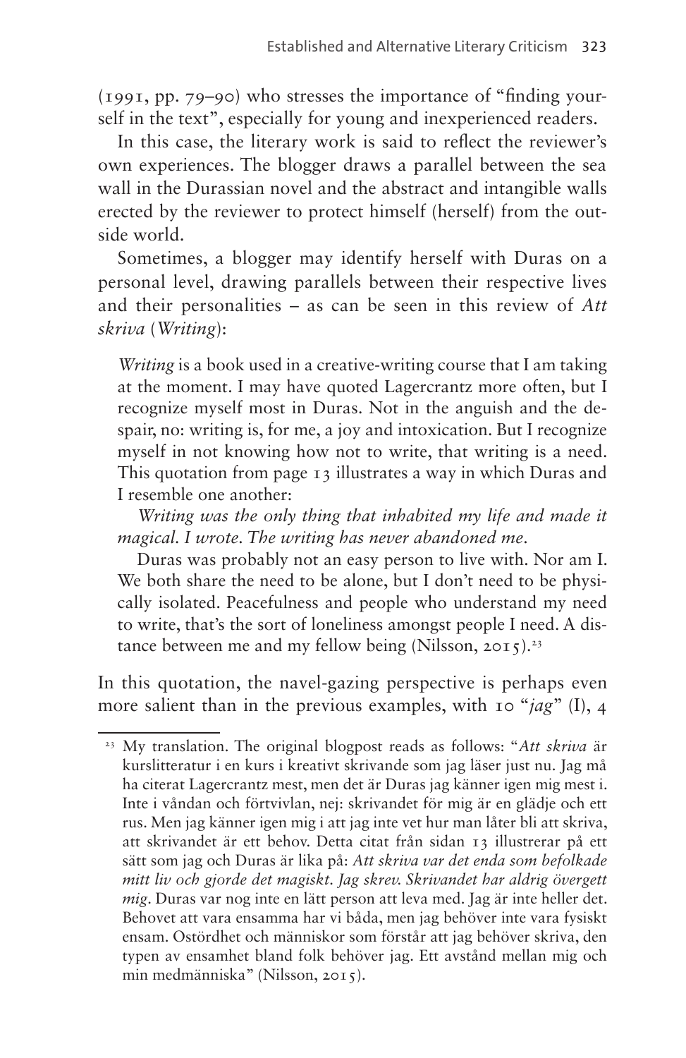(1991, pp. 79–90) who stresses the importance of "finding yourself in the text", especially for young and inexperienced readers.

In this case, the literary work is said to reflect the reviewer's own experiences. The blogger draws a parallel between the sea wall in the Durassian novel and the abstract and intangible walls erected by the reviewer to protect himself (herself) from the outside world.

Sometimes, a blogger may identify herself with Duras on a personal level, drawing parallels between their respective lives and their personalities – as can be seen in this review of *Att skriva* (*Writing*):

> *Writing* is a book used in a creative-writing course that I am taking at the moment. I may have quoted Lagercrantz more often, but I recognize myself most in Duras. Not in the anguish and the despair, no: writing is, for me, a joy and intoxication. But I recognize myself in not knowing how not to write, that writing is a need. This quotation from page 13 illustrates a way in which Duras and I resemble one another:
>
> *Writing was the only thing that inhabited my life and made it magical. I wrote. The writing has never abandoned me.*
>
> Duras was probably not an easy person to live with. Nor am I. We both share the need to be alone, but I don't need to be physically isolated. Peacefulness and people who understand my need to write, that's the sort of loneliness amongst people I need. A distance between me and my fellow being (Nilsson, 2015).[23]

In this quotation, the navel-gazing perspective is perhaps even more salient than in the previous examples, with 10 "*jag*" (I), 4

---

[23] My translation. The original blogpost reads as follows: "*Att skriva* är kurslitteratur i en kurs i kreativt skrivande som jag läser just nu. Jag må ha citerat Lagercrantz mest, men det är Duras jag känner igen mig mest i. Inte i våndan och förtvivlan, nej: skrivandet för mig är en glädje och ett rus. Men jag känner igen mig i att jag inte vet hur man låter bli att skriva, att skrivandet är ett behov. Detta citat från sidan 13 illustrerar på ett sätt som jag och Duras är lika på: *Att skriva var det enda som befolkade mitt liv och gjorde det magiskt. Jag skrev. Skrivandet har aldrig övergett mig*. Duras var nog inte en lätt person att leva med. Jag är inte heller det. Behovet att vara ensamma har vi båda, men jag behöver inte vara fysiskt ensam. Ostördhet och människor som förstår att jag behöver skriva, den typen av ensamhet bland folk behöver jag. Ett avstånd mellan mig och min medmänniska" (Nilsson, 2015).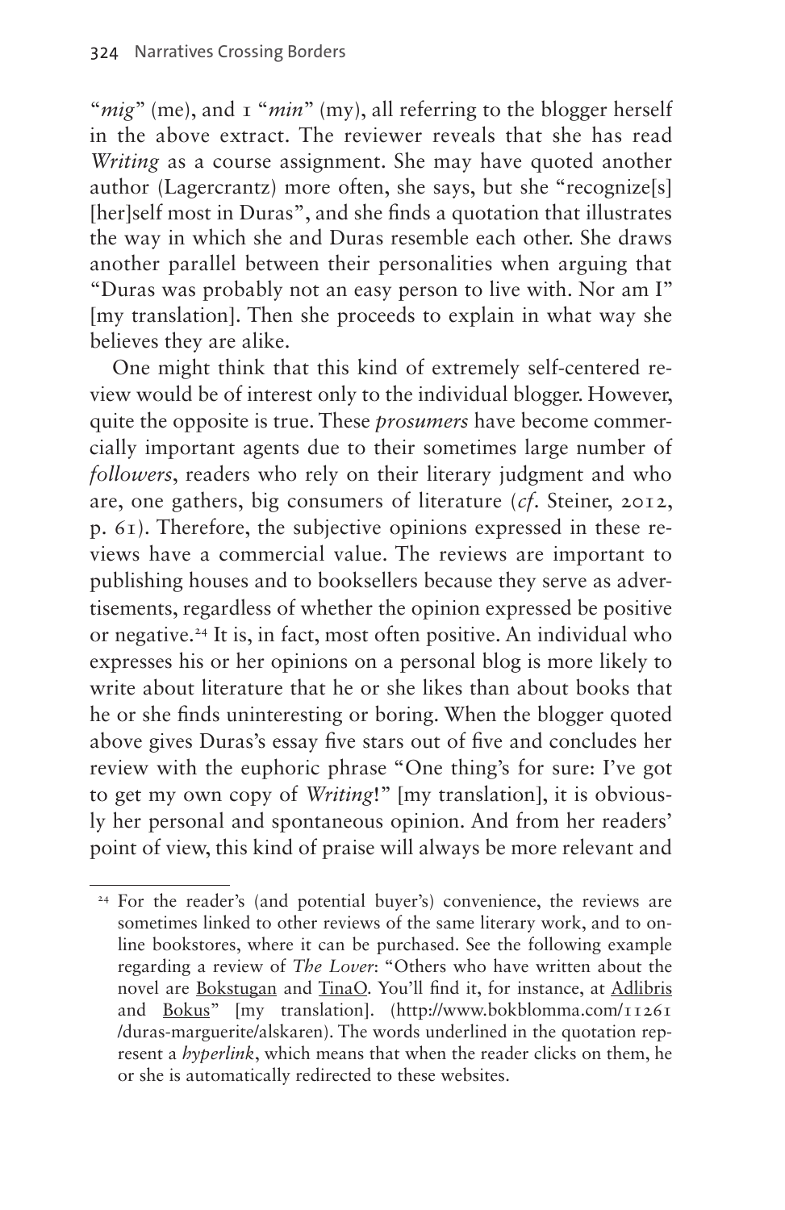"*mig*" (me), and 1 "*min*" (my), all referring to the blogger herself in the above extract. The reviewer reveals that she has read *Writing* as a course assignment. She may have quoted another author (Lagercrantz) more often, she says, but she "recognize[s] [her]self most in Duras", and she finds a quotation that illustrates the way in which she and Duras resemble each other. She draws another parallel between their personalities when arguing that "Duras was probably not an easy person to live with. Nor am I" [my translation]. Then she proceeds to explain in what way she believes they are alike.

One might think that this kind of extremely self-centered review would be of interest only to the individual blogger. However, quite the opposite is true. These *prosumers* have become commercially important agents due to their sometimes large number of *followers*, readers who rely on their literary judgment and who are, one gathers, big consumers of literature (*cf*. Steiner, 2012, p. 61). Therefore, the subjective opinions expressed in these reviews have a commercial value. The reviews are important to publishing houses and to booksellers because they serve as advertisements, regardless of whether the opinion expressed be positive or negative.[24] It is, in fact, most often positive. An individual who expresses his or her opinions on a personal blog is more likely to write about literature that he or she likes than about books that he or she finds uninteresting or boring. When the blogger quoted above gives Duras's essay five stars out of five and concludes her review with the euphoric phrase "One thing's for sure: I've got to get my own copy of *Writing*!" [my translation], it is obviously her personal and spontaneous opinion. And from her readers' point of view, this kind of praise will always be more relevant and

---

[24] For the reader's (and potential buyer's) convenience, the reviews are sometimes linked to other reviews of the same literary work, and to online bookstores, where it can be purchased. See the following example regarding a review of *The Lover*: "Others who have written about the novel are Bokstugan and TinaO. You'll find it, for instance, at Adlibris and Bokus" [my translation]. (http://www.bokblomma.com/11261/duras-marguerite/alskaren). The words underlined in the quotation represent a *hyperlink*, which means that when the reader clicks on them, he or she is automatically redirected to these websites.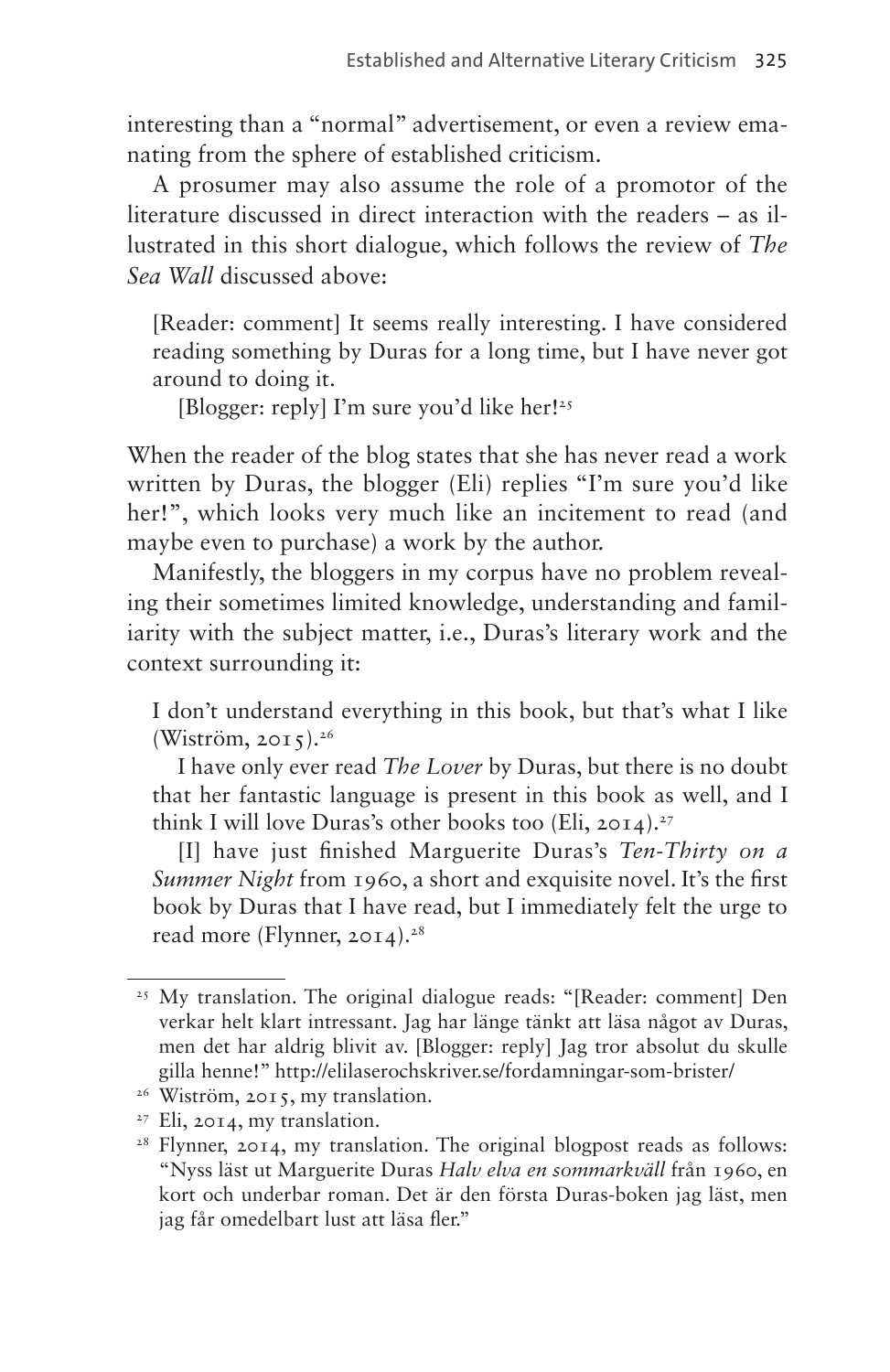interesting than a "normal" advertisement, or even a review emanating from the sphere of established criticism.

A prosumer may also assume the role of a promotor of the literature discussed in direct interaction with the readers – as illustrated in this short dialogue, which follows the review of *The Sea Wall* discussed above:

> [Reader: comment] It seems really interesting. I have considered reading something by Duras for a long time, but I have never got around to doing it.
>
> [Blogger: reply] I'm sure you'd like her![25]

When the reader of the blog states that she has never read a work written by Duras, the blogger (Eli) replies "I'm sure you'd like her!", which looks very much like an incitement to read (and maybe even to purchase) a work by the author.

Manifestly, the bloggers in my corpus have no problem revealing their sometimes limited knowledge, understanding and familiarity with the subject matter, i.e., Duras's literary work and the context surrounding it:

> I don't understand everything in this book, but that's what I like (Wiström, 2015).[26]
>
> I have only ever read *The Lover* by Duras, but there is no doubt that her fantastic language is present in this book as well, and I think I will love Duras's other books too (Eli, 2014).[27]
>
> [I] have just finished Marguerite Duras's *Ten-Thirty on a Summer Night* from 1960, a short and exquisite novel. It's the first book by Duras that I have read, but I immediately felt the urge to read more (Flynner, 2014).[28]

---

[25] My translation. The original dialogue reads: "[Reader: comment] Den verkar helt klart intressant. Jag har länge tänkt att läsa något av Duras, men det har aldrig blivit av. [Blogger: reply] Jag tror absolut du skulle gilla henne!" http://elilaserochskriver.se/fordamningar-som-brister/

[26] Wiström, 2015, my translation.

[27] Eli, 2014, my translation.

[28] Flynner, 2014, my translation. The original blogpost reads as follows: "Nyss läst ut Marguerite Duras *Halv elva en sommarkväll* från 1960, en kort och underbar roman. Det är den första Duras-boken jag läst, men jag får omedelbart lust att läsa fler."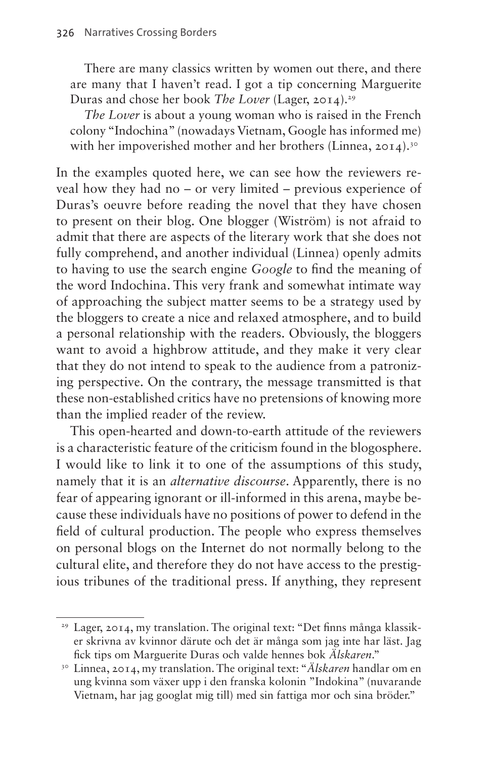There are many classics written by women out there, and there are many that I haven't read. I got a tip concerning Marguerite Duras and chose her book *The Lover* (Lager, 2014).[29]

*The Lover* is about a young woman who is raised in the French colony "Indochina" (nowadays Vietnam, Google has informed me) with her impoverished mother and her brothers (Linnea, 2014).[30]

In the examples quoted here, we can see how the reviewers reveal how they had no – or very limited – previous experience of Duras's oeuvre before reading the novel that they have chosen to present on their blog. One blogger (Wiström) is not afraid to admit that there are aspects of the literary work that she does not fully comprehend, and another individual (Linnea) openly admits to having to use the search engine *Google* to find the meaning of the word Indochina. This very frank and somewhat intimate way of approaching the subject matter seems to be a strategy used by the bloggers to create a nice and relaxed atmosphere, and to build a personal relationship with the readers. Obviously, the bloggers want to avoid a highbrow attitude, and they make it very clear that they do not intend to speak to the audience from a patronizing perspective. On the contrary, the message transmitted is that these non-established critics have no pretensions of knowing more than the implied reader of the review.

This open-hearted and down-to-earth attitude of the reviewers is a characteristic feature of the criticism found in the blogosphere. I would like to link it to one of the assumptions of this study, namely that it is an *alternative discourse*. Apparently, there is no fear of appearing ignorant or ill-informed in this arena, maybe because these individuals have no positions of power to defend in the field of cultural production. The people who express themselves on personal blogs on the Internet do not normally belong to the cultural elite, and therefore they do not have access to the prestigious tribunes of the traditional press. If anything, they represent

[29] Lager, 2014, my translation. The original text: "Det finns många klassiker skrivna av kvinnor därute och det är många som jag inte har läst. Jag fick tips om Marguerite Duras och valde hennes bok *Älskaren*."

[30] Linnea, 2014, my translation. The original text: "*Älskaren* handlar om en ung kvinna som växer upp i den franska kolonin "Indokina" (nuvarande Vietnam, har jag googlat mig till) med sin fattiga mor och sina bröder."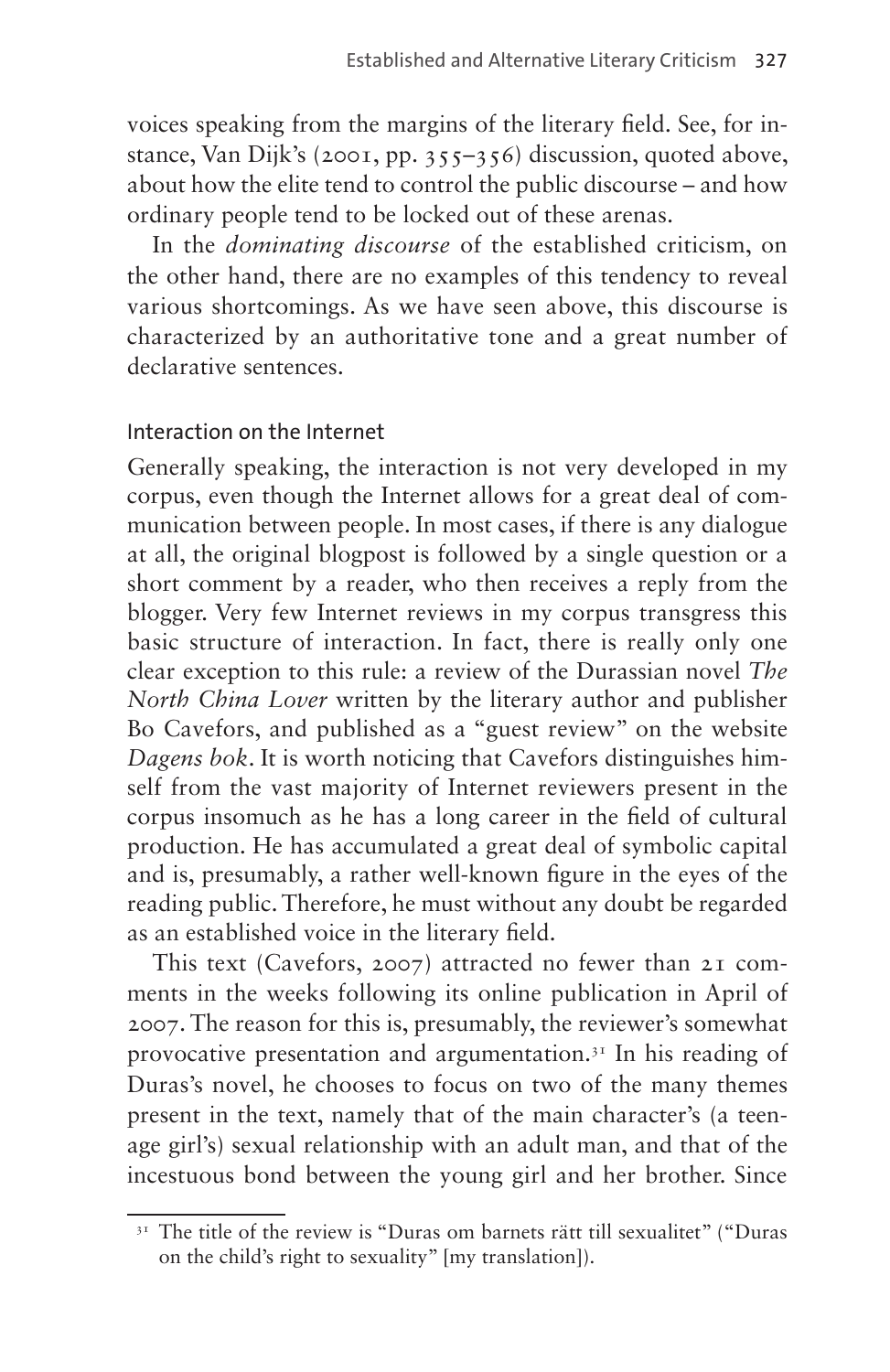voices speaking from the margins of the literary field. See, for instance, Van Dijk's (2001, pp. 355–356) discussion, quoted above, about how the elite tend to control the public discourse – and how ordinary people tend to be locked out of these arenas.

In the *dominating discourse* of the established criticism, on the other hand, there are no examples of this tendency to reveal various shortcomings. As we have seen above, this discourse is characterized by an authoritative tone and a great number of declarative sentences.

## Interaction on the Internet

Generally speaking, the interaction is not very developed in my corpus, even though the Internet allows for a great deal of communication between people. In most cases, if there is any dialogue at all, the original blogpost is followed by a single question or a short comment by a reader, who then receives a reply from the blogger. Very few Internet reviews in my corpus transgress this basic structure of interaction. In fact, there is really only one clear exception to this rule: a review of the Durassian novel *The North China Lover* written by the literary author and publisher Bo Cavefors, and published as a "guest review" on the website *Dagens bok*. It is worth noticing that Cavefors distinguishes himself from the vast majority of Internet reviewers present in the corpus insomuch as he has a long career in the field of cultural production. He has accumulated a great deal of symbolic capital and is, presumably, a rather well-known figure in the eyes of the reading public. Therefore, he must without any doubt be regarded as an established voice in the literary field.

This text (Cavefors, 2007) attracted no fewer than 21 comments in the weeks following its online publication in April of 2007. The reason for this is, presumably, the reviewer's somewhat provocative presentation and argumentation.[31] In his reading of Duras's novel, he chooses to focus on two of the many themes present in the text, namely that of the main character's (a teenage girl's) sexual relationship with an adult man, and that of the incestuous bond between the young girl and her brother. Since

[31] The title of the review is "Duras om barnets rätt till sexualitet" ("Duras on the child's right to sexuality" [my translation]).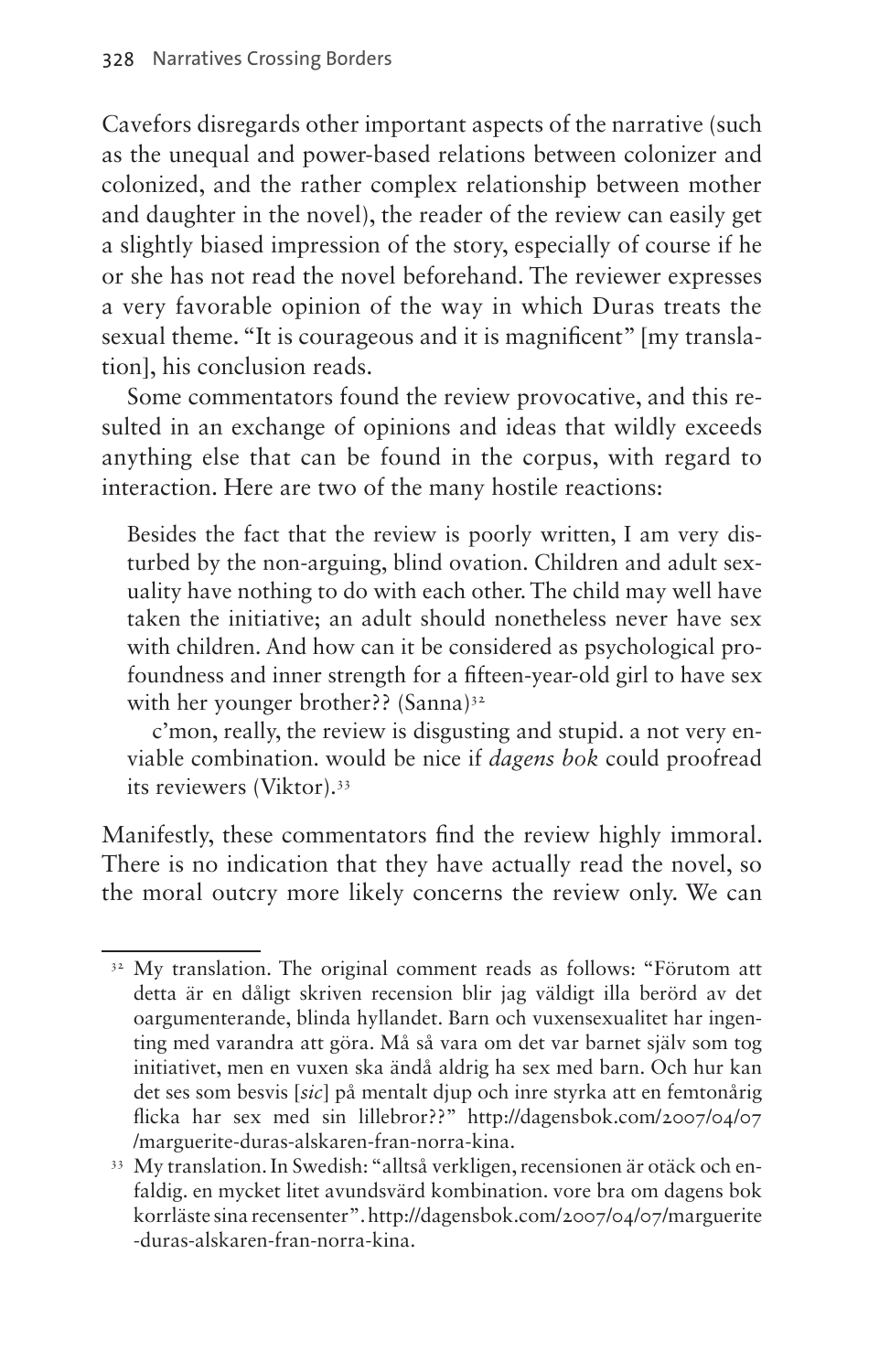Cavefors disregards other important aspects of the narrative (such as the unequal and power-based relations between colonizer and colonized, and the rather complex relationship between mother and daughter in the novel), the reader of the review can easily get a slightly biased impression of the story, especially of course if he or she has not read the novel beforehand. The reviewer expresses a very favorable opinion of the way in which Duras treats the sexual theme. "It is courageous and it is magnificent" [my translation], his conclusion reads.

Some commentators found the review provocative, and this resulted in an exchange of opinions and ideas that wildly exceeds anything else that can be found in the corpus, with regard to interaction. Here are two of the many hostile reactions:

> Besides the fact that the review is poorly written, I am very disturbed by the non-arguing, blind ovation. Children and adult sexuality have nothing to do with each other. The child may well have taken the initiative; an adult should nonetheless never have sex with children. And how can it be considered as psychological profoundness and inner strength for a fifteen-year-old girl to have sex with her younger brother?? (Sanna)[32]
>
> c'mon, really, the review is disgusting and stupid. a not very enviable combination. would be nice if *dagens bok* could proofread its reviewers (Viktor).[33]

Manifestly, these commentators find the review highly immoral. There is no indication that they have actually read the novel, so the moral outcry more likely concerns the review only. We can

---

[32] My translation. The original comment reads as follows: "Förutom att detta är en dåligt skriven recension blir jag väldigt illa berörd av det oargumenterande, blinda hyllandet. Barn och vuxensexualitet har ingenting med varandra att göra. Må så vara om det var barnet själv som tog initiativet, men en vuxen ska ändå aldrig ha sex med barn. Och hur kan det ses som besvis [*sic*] på mentalt djup och inre styrka att en femtonårig flicka har sex med sin lillebror??" http://dagensbok.com/2007/04/07/marguerite-duras-alskaren-fran-norra-kina.

[33] My translation. In Swedish: "alltså verkligen, recensionen är otäck och enfaldig. en mycket litet avundsvärd kombination. vore bra om dagens bok korrläste sina recensenter". http://dagensbok.com/2007/04/07/marguerite-duras-alskaren-fran-norra-kina.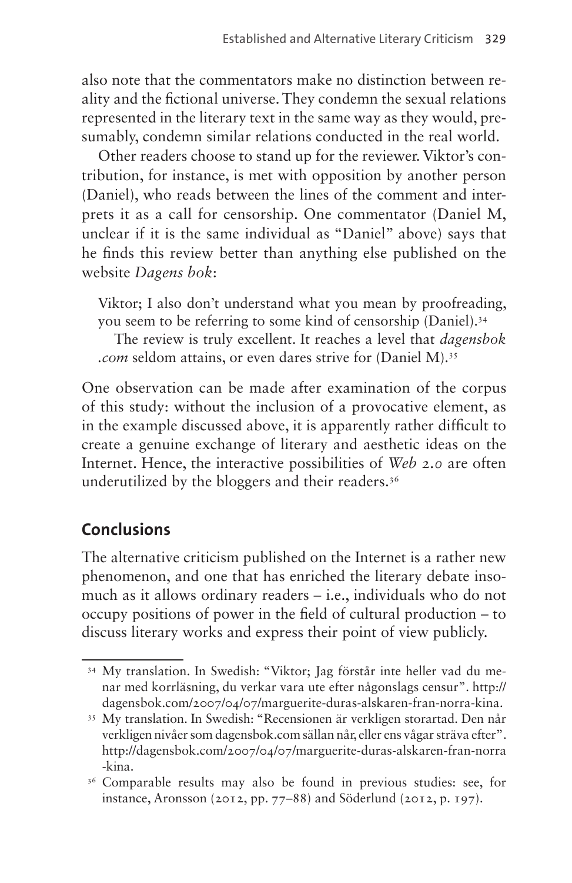also note that the commentators make no distinction between reality and the fictional universe. They condemn the sexual relations represented in the literary text in the same way as they would, presumably, condemn similar relations conducted in the real world.

Other readers choose to stand up for the reviewer. Viktor's contribution, for instance, is met with opposition by another person (Daniel), who reads between the lines of the comment and interprets it as a call for censorship. One commentator (Daniel M, unclear if it is the same individual as "Daniel" above) says that he finds this review better than anything else published on the website *Dagens bok*:

> Viktor; I also don't understand what you mean by proofreading, you seem to be referring to some kind of censorship (Daniel).[34]
>
> The review is truly excellent. It reaches a level that *dagensbok .com* seldom attains, or even dares strive for (Daniel M).[35]

One observation can be made after examination of the corpus of this study: without the inclusion of a provocative element, as in the example discussed above, it is apparently rather difficult to create a genuine exchange of literary and aesthetic ideas on the Internet. Hence, the interactive possibilities of *Web 2.0* are often underutilized by the bloggers and their readers.[36]

## Conclusions

The alternative criticism published on the Internet is a rather new phenomenon, and one that has enriched the literary debate insomuch as it allows ordinary readers – i.e., individuals who do not occupy positions of power in the field of cultural production – to discuss literary works and express their point of view publicly.

---

[34] My translation. In Swedish: "Viktor; Jag förstår inte heller vad du menar med korrläsning, du verkar vara ute efter någonslags censur". http://dagensbok.com/2007/04/07/marguerite-duras-alskaren-fran-norra-kina.

[35] My translation. In Swedish: "Recensionen är verkligen storartad. Den når verkligen nivåer som dagensbok.com sällan når, eller ens vågar sträva efter". http://dagensbok.com/2007/04/07/marguerite-duras-alskaren-fran-norra-kina.

[36] Comparable results may also be found in previous studies: see, for instance, Aronsson (2012, pp. 77–88) and Söderlund (2012, p. 197).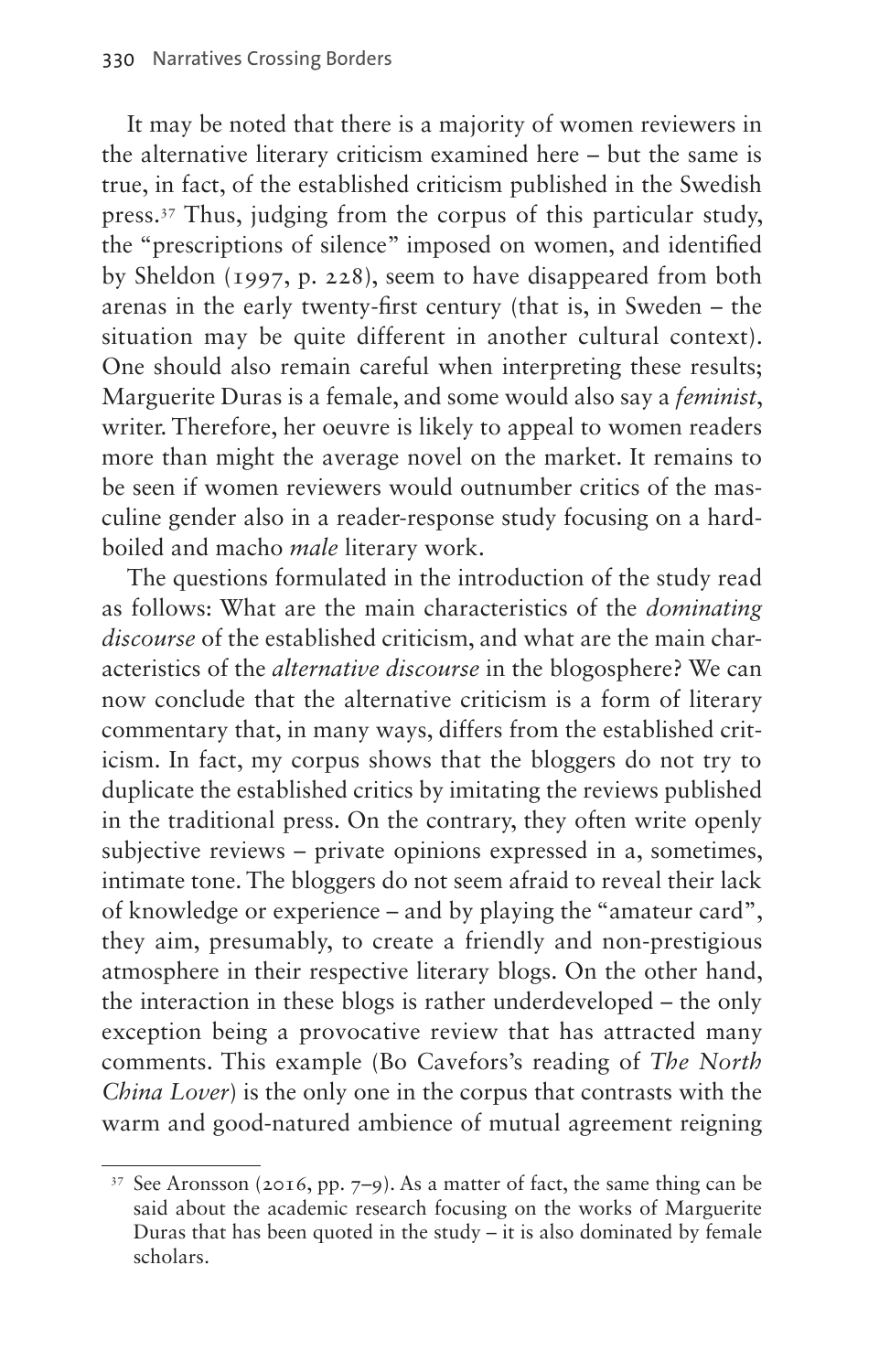It may be noted that there is a majority of women reviewers in the alternative literary criticism examined here – but the same is true, in fact, of the established criticism published in the Swedish press.[37] Thus, judging from the corpus of this particular study, the "prescriptions of silence" imposed on women, and identified by Sheldon (1997, p. 228), seem to have disappeared from both arenas in the early twenty-first century (that is, in Sweden – the situation may be quite different in another cultural context). One should also remain careful when interpreting these results; Marguerite Duras is a female, and some would also say a *feminist*, writer. Therefore, her oeuvre is likely to appeal to women readers more than might the average novel on the market. It remains to be seen if women reviewers would outnumber critics of the masculine gender also in a reader-response study focusing on a hard-boiled and macho *male* literary work.

The questions formulated in the introduction of the study read as follows: What are the main characteristics of the *dominating discourse* of the established criticism, and what are the main characteristics of the *alternative discourse* in the blogosphere? We can now conclude that the alternative criticism is a form of literary commentary that, in many ways, differs from the established criticism. In fact, my corpus shows that the bloggers do not try to duplicate the established critics by imitating the reviews published in the traditional press. On the contrary, they often write openly subjective reviews – private opinions expressed in a, sometimes, intimate tone. The bloggers do not seem afraid to reveal their lack of knowledge or experience – and by playing the "amateur card", they aim, presumably, to create a friendly and non-prestigious atmosphere in their respective literary blogs. On the other hand, the interaction in these blogs is rather underdeveloped – the only exception being a provocative review that has attracted many comments. This example (Bo Cavefors's reading of *The North China Lover*) is the only one in the corpus that contrasts with the warm and good-natured ambience of mutual agreement reigning

[37] See Aronsson (2016, pp. 7–9). As a matter of fact, the same thing can be said about the academic research focusing on the works of Marguerite Duras that has been quoted in the study – it is also dominated by female scholars.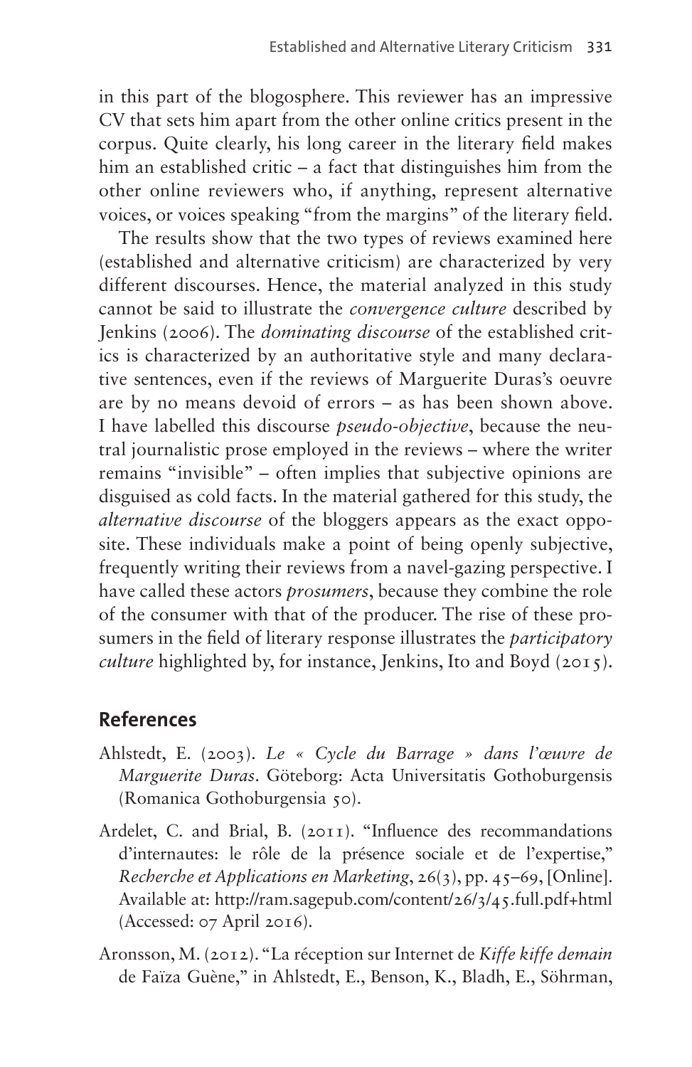in this part of the blogosphere. This reviewer has an impressive CV that sets him apart from the other online critics present in the corpus. Quite clearly, his long career in the literary field makes him an established critic – a fact that distinguishes him from the other online reviewers who, if anything, represent alternative voices, or voices speaking "from the margins" of the literary field.

The results show that the two types of reviews examined here (established and alternative criticism) are characterized by very different discourses. Hence, the material analyzed in this study cannot be said to illustrate the *convergence culture* described by Jenkins (2006). The *dominating discourse* of the established critics is characterized by an authoritative style and many declarative sentences, even if the reviews of Marguerite Duras's oeuvre are by no means devoid of errors – as has been shown above. I have labelled this discourse *pseudo-objective*, because the neutral journalistic prose employed in the reviews – where the writer remains "invisible" – often implies that subjective opinions are disguised as cold facts. In the material gathered for this study, the *alternative discourse* of the bloggers appears as the exact opposite. These individuals make a point of being openly subjective, frequently writing their reviews from a navel-gazing perspective. I have called these actors *prosumers*, because they combine the role of the consumer with that of the producer. The rise of these prosumers in the field of literary response illustrates the *participatory culture* highlighted by, for instance, Jenkins, Ito and Boyd (2015).

## References

Ahlstedt, E. (2003). *Le « Cycle du Barrage » dans l'œuvre de Marguerite Duras*. Göteborg: Acta Universitatis Gothoburgensis (Romanica Gothoburgensia 50).

Ardelet, C. and Brial, B. (2011). "Influence des recommandations d'internautes: le rôle de la présence sociale et de l'expertise," *Recherche et Applications en Marketing*, 26(3), pp. 45–69, [Online]. Available at: http://ram.sagepub.com/content/26/3/45.full.pdf+html (Accessed: 07 April 2016).

Aronsson, M. (2012). "La réception sur Internet de *Kiffe kiffe demain* de Faïza Guène," in Ahlstedt, E., Benson, K., Bladh, E., Söhrman,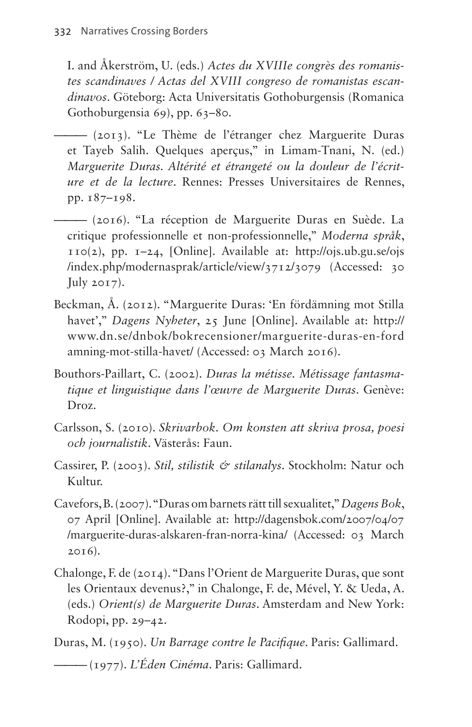I. and Åkerström, U. (eds.) *Actes du XVIIIe congrès des romanistes scandinaves / Actas del XVIII congreso de romanistas escandinavos*. Göteborg: Acta Universitatis Gothoburgensis (Romanica Gothoburgensia 69), pp. 63–80.

——— (2013). "Le Thème de l'étranger chez Marguerite Duras et Tayeb Salih. Quelques aperçus," in Limam-Tnani, N. (ed.) *Marguerite Duras. Altérité et étrangeté ou la douleur de l'écriture et de la lecture*. Rennes: Presses Universitaires de Rennes, pp. 187–198.

——— (2016). "La réception de Marguerite Duras en Suède. La critique professionnelle et non-professionnelle," *Moderna språk*, 110(2), pp. 1–24, [Online]. Available at: http://ojs.ub.gu.se/ojs/index.php/modernasprak/article/view/3712/3079 (Accessed: 30 July 2017).

Beckman, Å. (2012). "Marguerite Duras: 'En fördämning mot Stilla havet'," *Dagens Nyheter*, 25 June [Online]. Available at: http://www.dn.se/dnbok/bokrecensioner/marguerite-duras-en-fordamning-mot-stilla-havet/ (Accessed: 03 March 2016).

Bouthors-Paillart, C. (2002). *Duras la métisse. Métissage fantasmatique et linguistique dans l'œuvre de Marguerite Duras*. Genève: Droz.

Carlsson, S. (2010). *Skrivarbok. Om konsten att skriva prosa, poesi och journalistik*. Västerås: Faun.

Cassirer, P. (2003). *Stil, stilistik & stilanalys*. Stockholm: Natur och Kultur.

Cavefors, B. (2007). "Duras om barnets rätt till sexualitet," *Dagens Bok*, 07 April [Online]. Available at: http://dagensbok.com/2007/04/07/marguerite-duras-alskaren-fran-norra-kina/ (Accessed: 03 March 2016).

Chalonge, F. de (2014). "Dans l'Orient de Marguerite Duras, que sont les Orientaux devenus?," in Chalonge, F. de, Mével, Y. & Ueda, A. (eds.) *Orient(s) de Marguerite Duras*. Amsterdam and New York: Rodopi, pp. 29–42.

Duras, M. (1950). *Un Barrage contre le Pacifique*. Paris: Gallimard.

——— (1977). *L'Éden Cinéma*. Paris: Gallimard.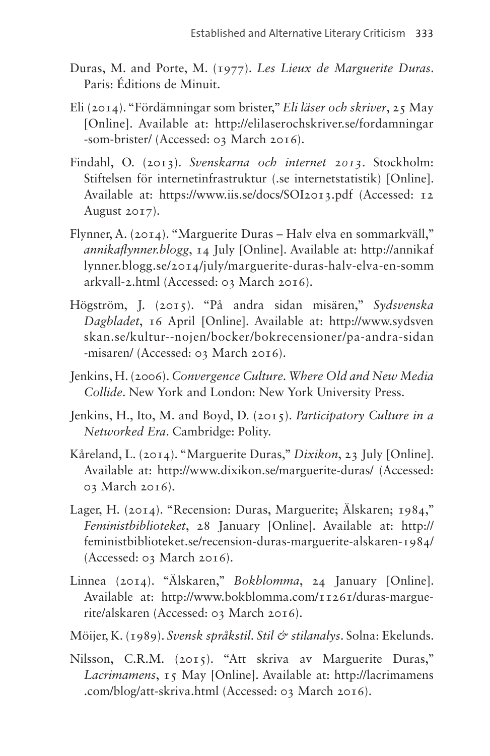Duras, M. and Porte, M. (1977). *Les Lieux de Marguerite Duras*. Paris: Éditions de Minuit.

Eli (2014). "Fördämningar som brister," *Eli läser och skriver*, 25 May [Online]. Available at: http://elilaserochskriver.se/fordamningar-som-brister/ (Accessed: 03 March 2016).

Findahl, O. (2013). *Svenskarna och internet 2013*. Stockholm: Stiftelsen för internetinfrastruktur (.se internetstatistik) [Online]. Available at: https://www.iis.se/docs/SOI2013.pdf (Accessed: 12 August 2017).

Flynner, A. (2014). "Marguerite Duras – Halv elva en sommarkväll," *annikaflynner.blogg*, 14 July [Online]. Available at: http://annikaflynner.blogg.se/2014/july/marguerite-duras-halv-elva-en-sommarkvall-2.html (Accessed: 03 March 2016).

Högström, J. (2015). "På andra sidan misären," *Sydsvenska Dagbladet*, 16 April [Online]. Available at: http://www.sydsvenskan.se/kultur--nojen/bocker/bokrecensioner/pa-andra-sidan-misaren/ (Accessed: 03 March 2016).

Jenkins, H. (2006). *Convergence Culture. Where Old and New Media Collide*. New York and London: New York University Press.

Jenkins, H., Ito, M. and Boyd, D. (2015). *Participatory Culture in a Networked Era*. Cambridge: Polity.

Kåreland, L. (2014). "Marguerite Duras," *Dixikon*, 23 July [Online]. Available at: http://www.dixikon.se/marguerite-duras/ (Accessed: 03 March 2016).

Lager, H. (2014). "Recension: Duras, Marguerite; Älskaren; 1984," *Feministbiblioteket*, 28 January [Online]. Available at: http://feministbiblioteket.se/recension-duras-marguerite-alskaren-1984/ (Accessed: 03 March 2016).

Linnea (2014). "Älskaren," *Bokblomma*, 24 January [Online]. Available at: http://www.bokblomma.com/11261/duras-marguerite/alskaren (Accessed: 03 March 2016).

Möijer, K. (1989). *Svensk språkstil. Stil & stilanalys*. Solna: Ekelunds.

Nilsson, C.R.M. (2015). "Att skriva av Marguerite Duras," *Lacrimamens*, 15 May [Online]. Available at: http://lacrimamens.com/blog/att-skriva.html (Accessed: 03 March 2016).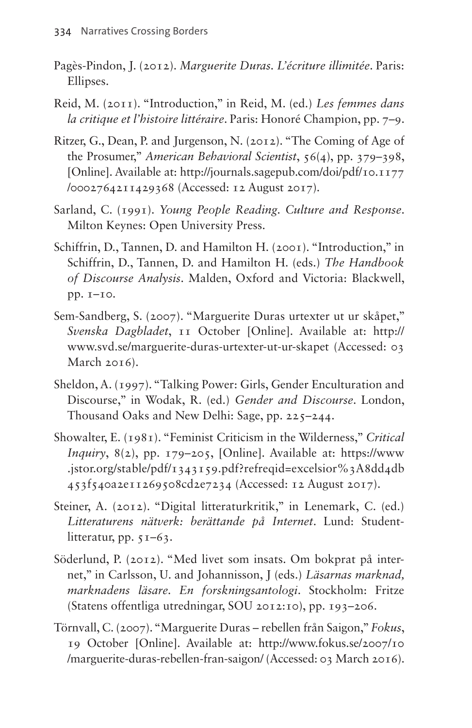Pagès-Pindon, J. (2012). *Marguerite Duras. L'écriture illimitée*. Paris: Ellipses.

Reid, M. (2011). "Introduction," in Reid, M. (ed.) *Les femmes dans la critique et l'histoire littéraire*. Paris: Honoré Champion, pp. 7–9.

Ritzer, G., Dean, P. and Jurgenson, N. (2012). "The Coming of Age of the Prosumer," *American Behavioral Scientist*, 56(4), pp. 379–398, [Online]. Available at: http://journals.sagepub.com/doi/pdf/10.1177/0002764211429368 (Accessed: 12 August 2017).

Sarland, C. (1991). *Young People Reading. Culture and Response*. Milton Keynes: Open University Press.

Schiffrin, D., Tannen, D. and Hamilton H. (2001). "Introduction," in Schiffrin, D., Tannen, D. and Hamilton H. (eds.) *The Handbook of Discourse Analysis*. Malden, Oxford and Victoria: Blackwell, pp. 1–10.

Sem-Sandberg, S. (2007). "Marguerite Duras urtexter ut ur skåpet," *Svenska Dagbladet*, 11 October [Online]. Available at: http://www.svd.se/marguerite-duras-urtexter-ut-ur-skapet (Accessed: 03 March 2016).

Sheldon, A. (1997). "Talking Power: Girls, Gender Enculturation and Discourse," in Wodak, R. (ed.) *Gender and Discourse*. London, Thousand Oaks and New Delhi: Sage, pp. 225–244.

Showalter, E. (1981). "Feminist Criticism in the Wilderness," *Critical Inquiry*, 8(2), pp. 179–205, [Online]. Available at: https://www.jstor.org/stable/pdf/1343159.pdf?refreqid=excelsior%3A8dd4db453f540a2e11269508cd2e7234 (Accessed: 12 August 2017).

Steiner, A. (2012). "Digital litteraturkritik," in Lenemark, C. (ed.) *Litteraturens nätverk: berättande på Internet*. Lund: Studentlitteratur, pp. 51–63.

Söderlund, P. (2012). "Med livet som insats. Om bokprat på internet," in Carlsson, U. and Johannisson, J (eds.) *Läsarnas marknad, marknadens läsare. En forskningsantologi*. Stockholm: Fritze (Statens offentliga utredningar, SOU 2012:10), pp. 193–206.

Törnvall, C. (2007). "Marguerite Duras – rebellen från Saigon," *Fokus*, 19 October [Online]. Available at: http://www.fokus.se/2007/10/marguerite-duras-rebellen-fran-saigon/ (Accessed: 03 March 2016).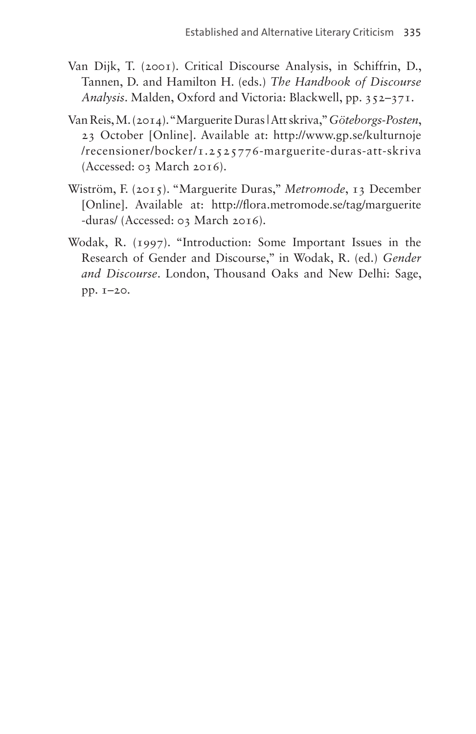Van Dijk, T. (2001). Critical Discourse Analysis, in Schiffrin, D., Tannen, D. and Hamilton H. (eds.) *The Handbook of Discourse Analysis*. Malden, Oxford and Victoria: Blackwell, pp. 352–371.

Van Reis, M. (2014). "Marguerite Duras | Att skriva," *Göteborgs-Posten*, 23 October [Online]. Available at: http://www.gp.se/kulturnoje/recensioner/bocker/1.2525776-marguerite-duras-att-skriva (Accessed: 03 March 2016).

Wiström, F. (2015). "Marguerite Duras," *Metromode*, 13 December [Online]. Available at: http://flora.metromode.se/tag/marguerite-duras/ (Accessed: 03 March 2016).

Wodak, R. (1997). "Introduction: Some Important Issues in the Research of Gender and Discourse," in Wodak, R. (ed.) *Gender and Discourse*. London, Thousand Oaks and New Delhi: Sage, pp. 1–20.